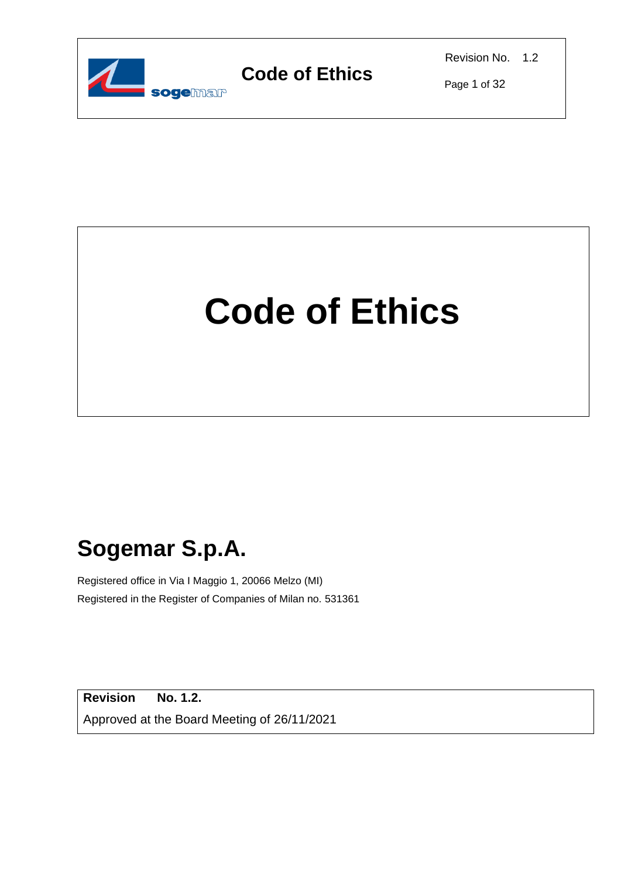# Code of Ethics

## Sogemar S.p.A.

Registered office in Via I Maggio 1, 20066 Melzo (MI)

Registered in the Register of Companies of Milan no. 531361

**Revision No. 1.2.**

Approved at the Board Meeting of 26/11/2021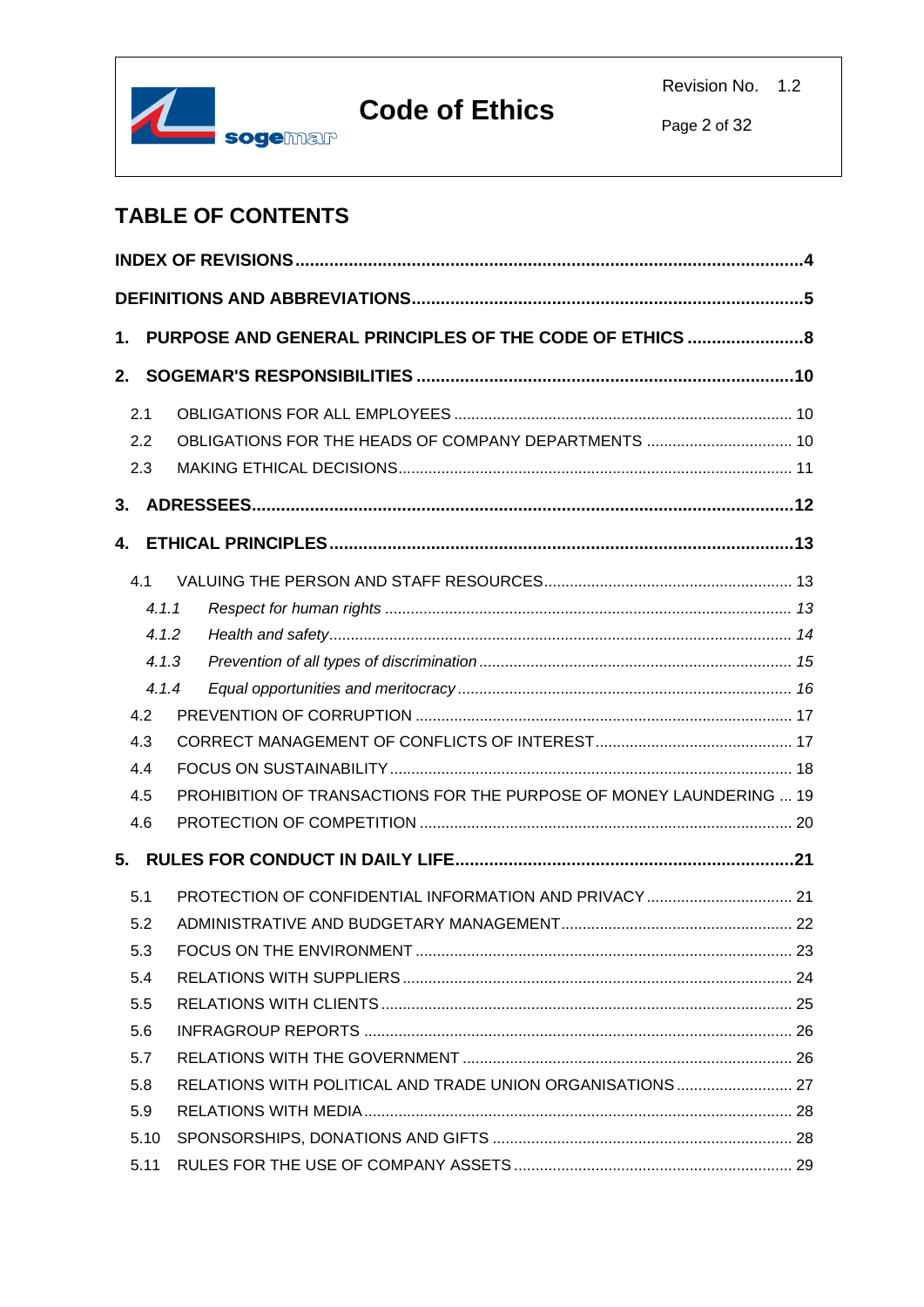## TABLE OF CONTENTS

**INDEX OF REVISIONS** ........ **4**

**DEFINITIONS AND ABBREVIATIONS** ........ **5**

**1. PURPOSE AND GENERAL PRINCIPLES OF THE CODE OF ETHICS** ........ **8**

**2. SOGEMAR'S RESPONSIBILITIES** ........ **10**

- 2.1 OBLIGATIONS FOR ALL EMPLOYEES ........ 10
- 2.2 OBLIGATIONS FOR THE HEADS OF COMPANY DEPARTMENTS ........ 10
- 2.3 MAKING ETHICAL DECISIONS ........ 11

**3. ADRESSEES** ........ **12**

**4. ETHICAL PRINCIPLES** ........ **13**

- 4.1 VALUING THE PERSON AND STAFF RESOURCES ........ 13
  - *4.1.1 Respect for human rights ........ 13*
  - *4.1.2 Health and safety ........ 14*
  - *4.1.3 Prevention of all types of discrimination ........ 15*
  - *4.1.4 Equal opportunities and meritocracy ........ 16*
- 4.2 PREVENTION OF CORRUPTION ........ 17
- 4.3 CORRECT MANAGEMENT OF CONFLICTS OF INTEREST ........ 17
- 4.4 FOCUS ON SUSTAINABILITY ........ 18
- 4.5 PROHIBITION OF TRANSACTIONS FOR THE PURPOSE OF MONEY LAUNDERING ........ 19
- 4.6 PROTECTION OF COMPETITION ........ 20

**5. RULES FOR CONDUCT IN DAILY LIFE** ........ **21**

- 5.1 PROTECTION OF CONFIDENTIAL INFORMATION AND PRIVACY ........ 21
- 5.2 ADMINISTRATIVE AND BUDGETARY MANAGEMENT ........ 22
- 5.3 FOCUS ON THE ENVIRONMENT ........ 23
- 5.4 RELATIONS WITH SUPPLIERS ........ 24
- 5.5 RELATIONS WITH CLIENTS ........ 25
- 5.6 INFRAGROUP REPORTS ........ 26
- 5.7 RELATIONS WITH THE GOVERNMENT ........ 26
- 5.8 RELATIONS WITH POLITICAL AND TRADE UNION ORGANISATIONS ........ 27
- 5.9 RELATIONS WITH MEDIA ........ 28
- 5.10 SPONSORSHIPS, DONATIONS AND GIFTS ........ 28
- 5.11 RULES FOR THE USE OF COMPANY ASSETS ........ 29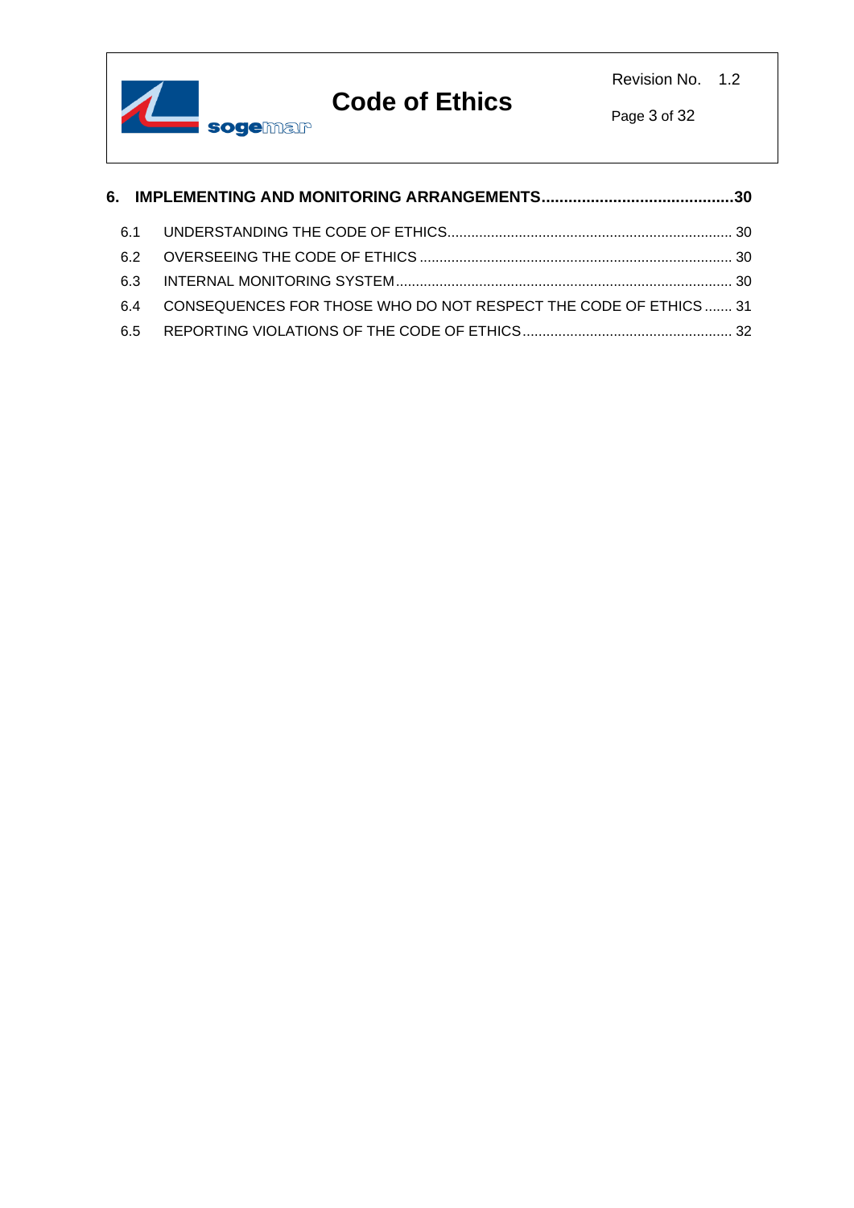**6. IMPLEMENTING AND MONITORING ARRANGEMENTS....................................30**

6.1 UNDERSTANDING THE CODE OF ETHICS.......................................................................... 30

6.2 OVERSEEING THE CODE OF ETHICS .............................................................................. 30

6.3 INTERNAL MONITORING SYSTEM.................................................................................... 30

6.4 CONSEQUENCES FOR THOSE WHO DO NOT RESPECT THE CODE OF ETHICS ....... 31

6.5 REPORTING VIOLATIONS OF THE CODE OF ETHICS..................................................... 32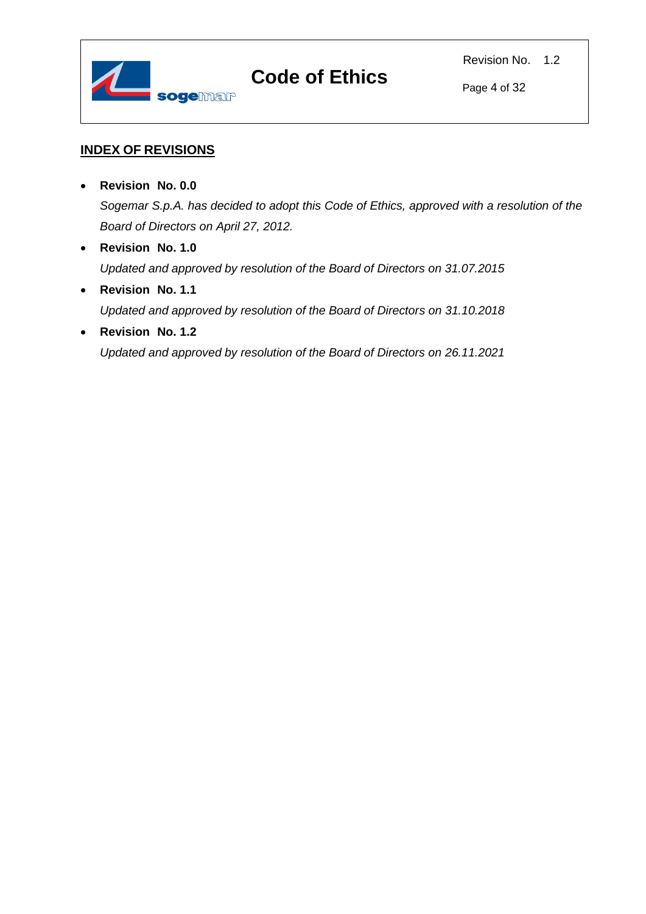## INDEX OF REVISIONS

- **Revision No. 0.0**

  *Sogemar S.p.A. has decided to adopt this Code of Ethics, approved with a resolution of the Board of Directors on April 27, 2012.*

- **Revision No. 1.0**

  *Updated and approved by resolution of the Board of Directors on 31.07.2015*

- **Revision No. 1.1**

  *Updated and approved by resolution of the Board of Directors on 31.10.2018*

- **Revision No. 1.2**

  *Updated and approved by resolution of the Board of Directors on 26.11.2021*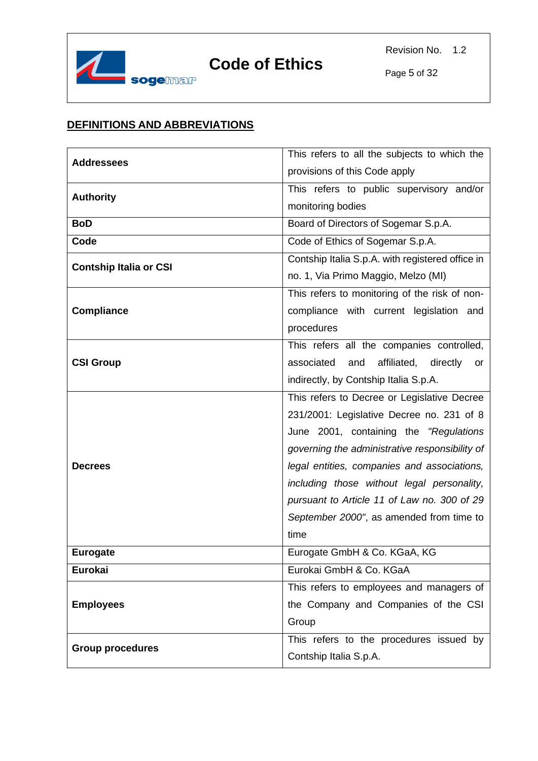## DEFINITIONS AND ABBREVIATIONS

| | |
|---|---|
| **Addressees** | This refers to all the subjects to which the provisions of this Code apply |
| **Authority** | This refers to public supervisory and/or monitoring bodies |
| **BoD** | Board of Directors of Sogemar S.p.A. |
| **Code** | Code of Ethics of Sogemar S.p.A. |
| **Contship Italia or CSI** | Contship Italia S.p.A. with registered office in no. 1, Via Primo Maggio, Melzo (MI) |
| **Compliance** | This refers to monitoring of the risk of non-compliance with current legislation and procedures |
| **CSI Group** | This refers all the companies controlled, associated and affiliated, directly or indirectly, by Contship Italia S.p.A. |
| **Decrees** | This refers to Decree or Legislative Decree 231/2001: Legislative Decree no. 231 of 8 June 2001, containing the *"Regulations governing the administrative responsibility of legal entities, companies and associations, including those without legal personality, pursuant to Article 11 of Law no. 300 of 29 September 2000"*, as amended from time to time |
| **Eurogate** | Eurogate GmbH & Co. KGaA, KG |
| **Eurokai** | Eurokai GmbH & Co. KGaA |
| **Employees** | This refers to employees and managers of the Company and Companies of the CSI Group |
| **Group procedures** | This refers to the procedures issued by Contship Italia S.p.A. |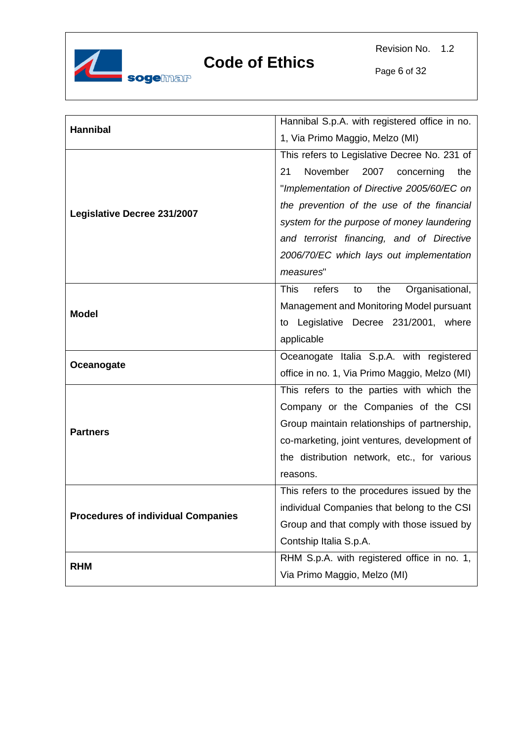| | |
|---|---|
| **Hannibal** | Hannibal S.p.A. with registered office in no. 1, Via Primo Maggio, Melzo (MI) |
| **Legislative Decree 231/2007** | This refers to Legislative Decree No. 231 of 21 November 2007 concerning the "*Implementation of Directive 2005/60/EC on the prevention of the use of the financial system for the purpose of money laundering and terrorist financing, and of Directive 2006/70/EC which lays out implementation measures*" |
| **Model** | This refers to the Organisational, Management and Monitoring Model pursuant to Legislative Decree 231/2001, where applicable |
| **Oceanogate** | Oceanogate Italia S.p.A. with registered office in no. 1, Via Primo Maggio, Melzo (MI) |
| **Partners** | This refers to the parties with which the Company or the Companies of the CSI Group maintain relationships of partnership, co-marketing, joint ventures, development of the distribution network, etc., for various reasons. |
| **Procedures of individual Companies** | This refers to the procedures issued by the individual Companies that belong to the CSI Group and that comply with those issued by Contship Italia S.p.A. |
| **RHM** | RHM S.p.A. with registered office in no. 1, Via Primo Maggio, Melzo (MI) |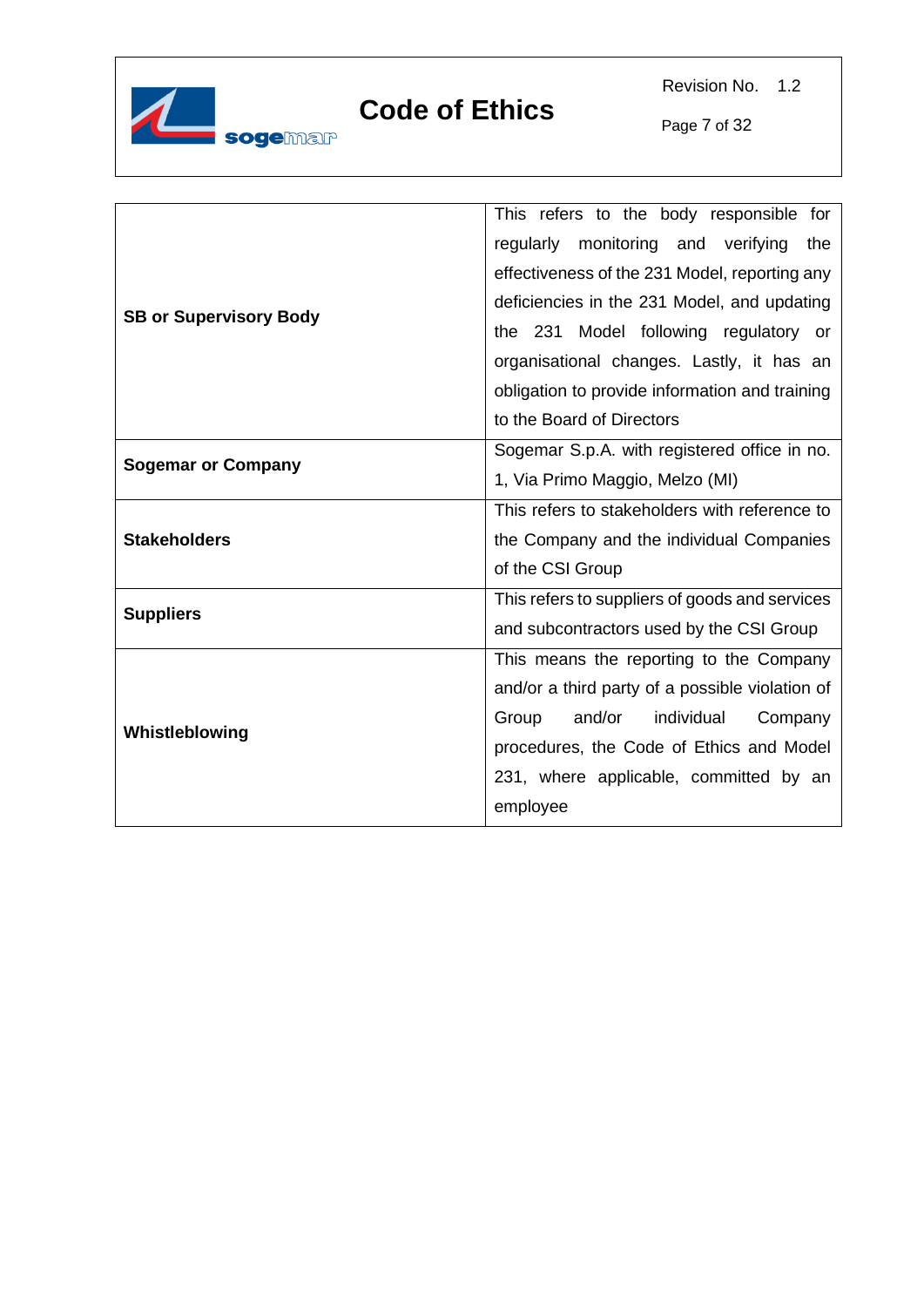| | |
|---|---|
| **SB or Supervisory Body** | This refers to the body responsible for regularly monitoring and verifying the effectiveness of the 231 Model, reporting any deficiencies in the 231 Model, and updating the 231 Model following regulatory or organisational changes. Lastly, it has an obligation to provide information and training to the Board of Directors |
| **Sogemar or Company** | Sogemar S.p.A. with registered office in no. 1, Via Primo Maggio, Melzo (MI) |
| **Stakeholders** | This refers to stakeholders with reference to the Company and the individual Companies of the CSI Group |
| **Suppliers** | This refers to suppliers of goods and services and subcontractors used by the CSI Group |
| **Whistleblowing** | This means the reporting to the Company and/or a third party of a possible violation of Group and/or individual Company procedures, the Code of Ethics and Model 231, where applicable, committed by an employee |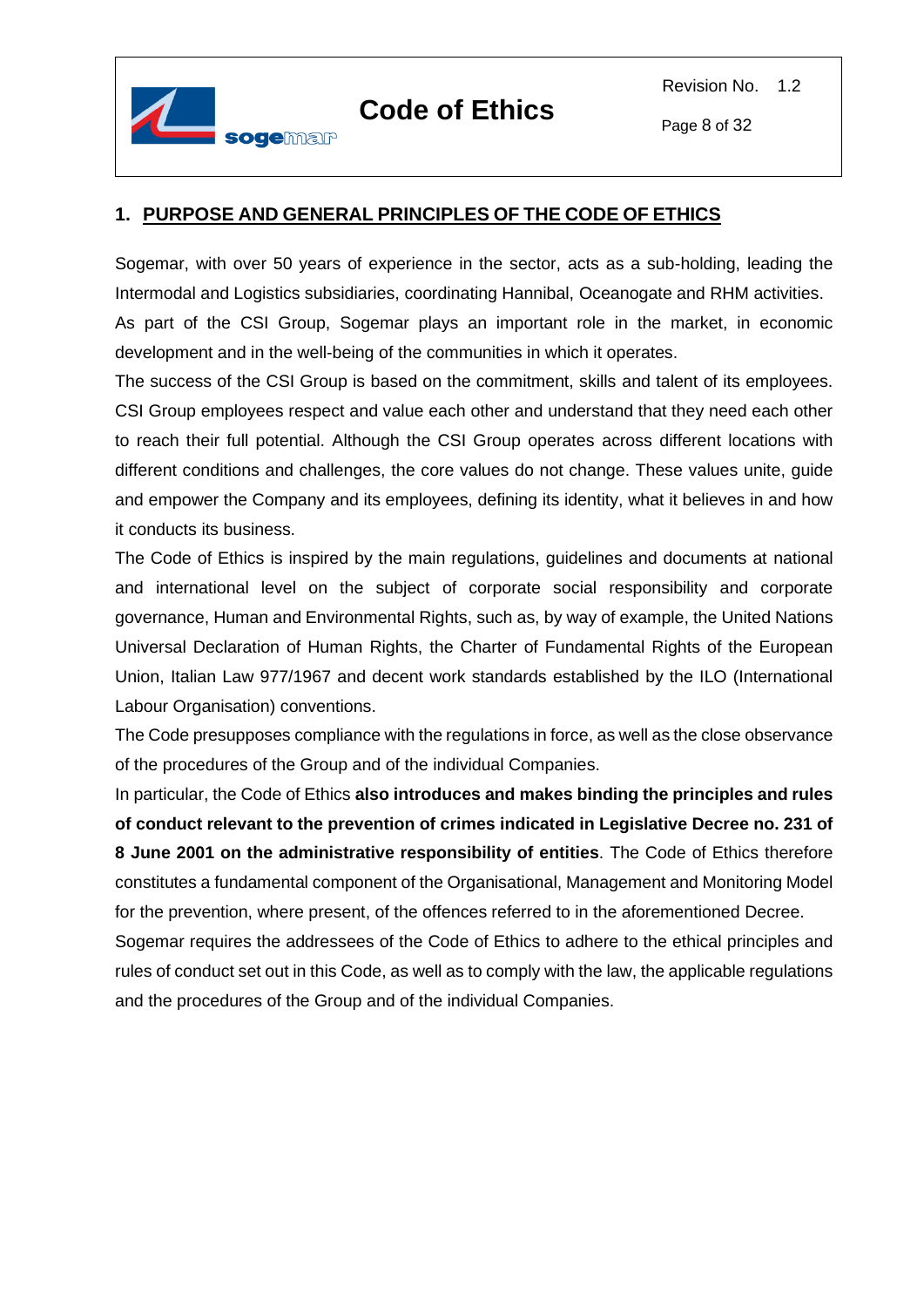# 1. PURPOSE AND GENERAL PRINCIPLES OF THE CODE OF ETHICS

Sogemar, with over 50 years of experience in the sector, acts as a sub-holding, leading the Intermodal and Logistics subsidiaries, coordinating Hannibal, Oceanogate and RHM activities.
As part of the CSI Group, Sogemar plays an important role in the market, in economic development and in the well-being of the communities in which it operates.
The success of the CSI Group is based on the commitment, skills and talent of its employees. CSI Group employees respect and value each other and understand that they need each other to reach their full potential. Although the CSI Group operates across different locations with different conditions and challenges, the core values do not change. These values unite, guide and empower the Company and its employees, defining its identity, what it believes in and how it conducts its business.
The Code of Ethics is inspired by the main regulations, guidelines and documents at national and international level on the subject of corporate social responsibility and corporate governance, Human and Environmental Rights, such as, by way of example, the United Nations Universal Declaration of Human Rights, the Charter of Fundamental Rights of the European Union, Italian Law 977/1967 and decent work standards established by the ILO (International Labour Organisation) conventions.
The Code presupposes compliance with the regulations in force, as well as the close observance of the procedures of the Group and of the individual Companies.
In particular, the Code of Ethics **also introduces and makes binding the principles and rules of conduct relevant to the prevention of crimes indicated in Legislative Decree no. 231 of 8 June 2001 on the administrative responsibility of entities**. The Code of Ethics therefore constitutes a fundamental component of the Organisational, Management and Monitoring Model for the prevention, where present, of the offences referred to in the aforementioned Decree.
Sogemar requires the addressees of the Code of Ethics to adhere to the ethical principles and rules of conduct set out in this Code, as well as to comply with the law, the applicable regulations and the procedures of the Group and of the individual Companies.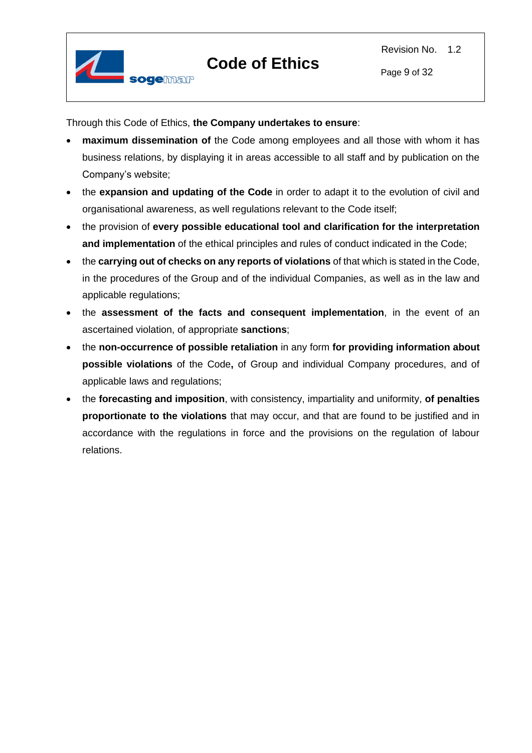Through this Code of Ethics, **the Company undertakes to ensure**:

- **maximum dissemination of** the Code among employees and all those with whom it has business relations, by displaying it in areas accessible to all staff and by publication on the Company's website;
- the **expansion and updating of the Code** in order to adapt it to the evolution of civil and organisational awareness, as well regulations relevant to the Code itself;
- the provision of **every possible educational tool and clarification for the interpretation and implementation** of the ethical principles and rules of conduct indicated in the Code;
- the **carrying out of checks on any reports of violations** of that which is stated in the Code, in the procedures of the Group and of the individual Companies, as well as in the law and applicable regulations;
- the **assessment of the facts and consequent implementation**, in the event of an ascertained violation, of appropriate **sanctions**;
- the **non-occurrence of possible retaliation** in any form **for providing information about possible violations** of the Code**,** of Group and individual Company procedures, and of applicable laws and regulations;
- the **forecasting and imposition**, with consistency, impartiality and uniformity, **of penalties proportionate to the violations** that may occur, and that are found to be justified and in accordance with the regulations in force and the provisions on the regulation of labour relations.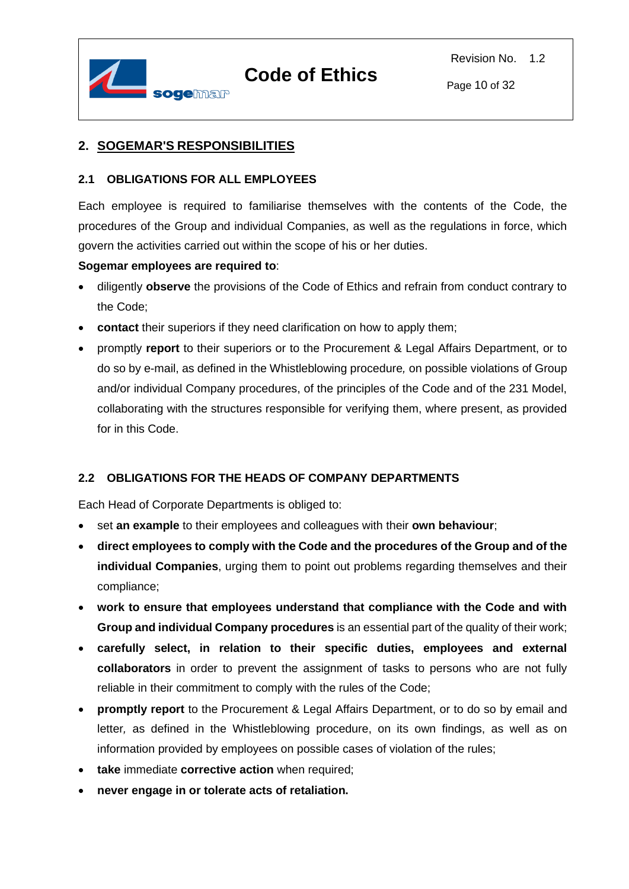## 2. SOGEMAR'S RESPONSIBILITIES

### 2.1 OBLIGATIONS FOR ALL EMPLOYEES

Each employee is required to familiarise themselves with the contents of the Code, the procedures of the Group and individual Companies, as well as the regulations in force, which govern the activities carried out within the scope of his or her duties.

**Sogemar employees are required to**:

- diligently **observe** the provisions of the Code of Ethics and refrain from conduct contrary to the Code;
- **contact** their superiors if they need clarification on how to apply them;
- promptly **report** to their superiors or to the Procurement & Legal Affairs Department, or to do so by e-mail, as defined in the Whistleblowing procedure*,* on possible violations of Group and/or individual Company procedures, of the principles of the Code and of the 231 Model, collaborating with the structures responsible for verifying them, where present, as provided for in this Code.

### 2.2 OBLIGATIONS FOR THE HEADS OF COMPANY DEPARTMENTS

Each Head of Corporate Departments is obliged to:

- set **an example** to their employees and colleagues with their **own behaviour**;
- **direct employees to comply with the Code and the procedures of the Group and of the individual Companies**, urging them to point out problems regarding themselves and their compliance;
- **work to ensure that employees understand that compliance with the Code and with Group and individual Company procedures** is an essential part of the quality of their work;
- **carefully select, in relation to their specific duties, employees and external collaborators** in order to prevent the assignment of tasks to persons who are not fully reliable in their commitment to comply with the rules of the Code;
- **promptly report** to the Procurement & Legal Affairs Department, or to do so by email and letter*,* as defined in the Whistleblowing procedure, on its own findings, as well as on information provided by employees on possible cases of violation of the rules;
- **take** immediate **corrective action** when required;
- **never engage in or tolerate acts of retaliation.**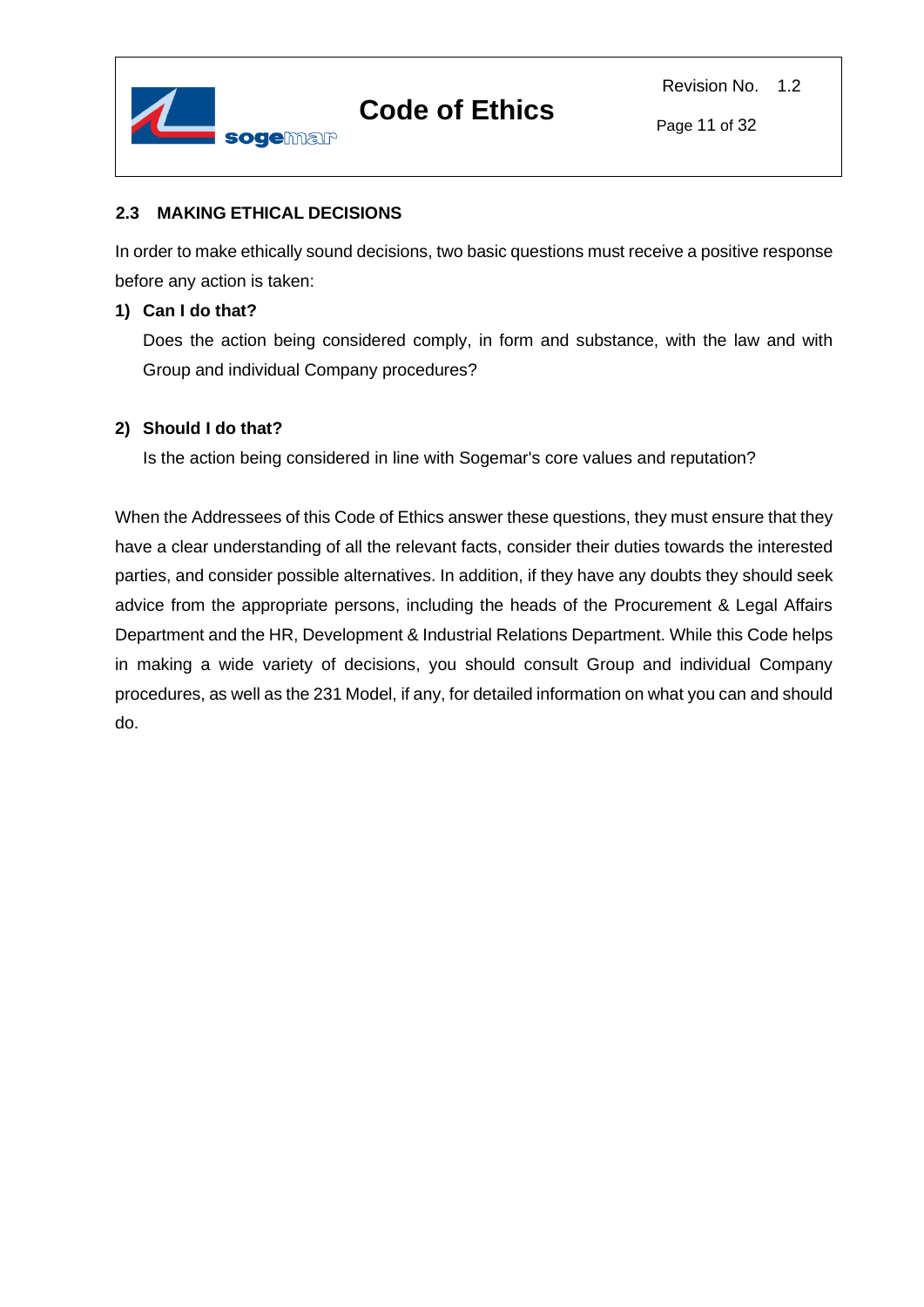### 2.3 MAKING ETHICAL DECISIONS

In order to make ethically sound decisions, two basic questions must receive a positive response before any action is taken:

**1) Can I do that?**

Does the action being considered comply, in form and substance, with the law and with Group and individual Company procedures?

**2) Should I do that?**

Is the action being considered in line with Sogemar's core values and reputation?

When the Addressees of this Code of Ethics answer these questions, they must ensure that they have a clear understanding of all the relevant facts, consider their duties towards the interested parties, and consider possible alternatives. In addition, if they have any doubts they should seek advice from the appropriate persons, including the heads of the Procurement & Legal Affairs Department and the HR, Development & Industrial Relations Department. While this Code helps in making a wide variety of decisions, you should consult Group and individual Company procedures, as well as the 231 Model, if any, for detailed information on what you can and should do.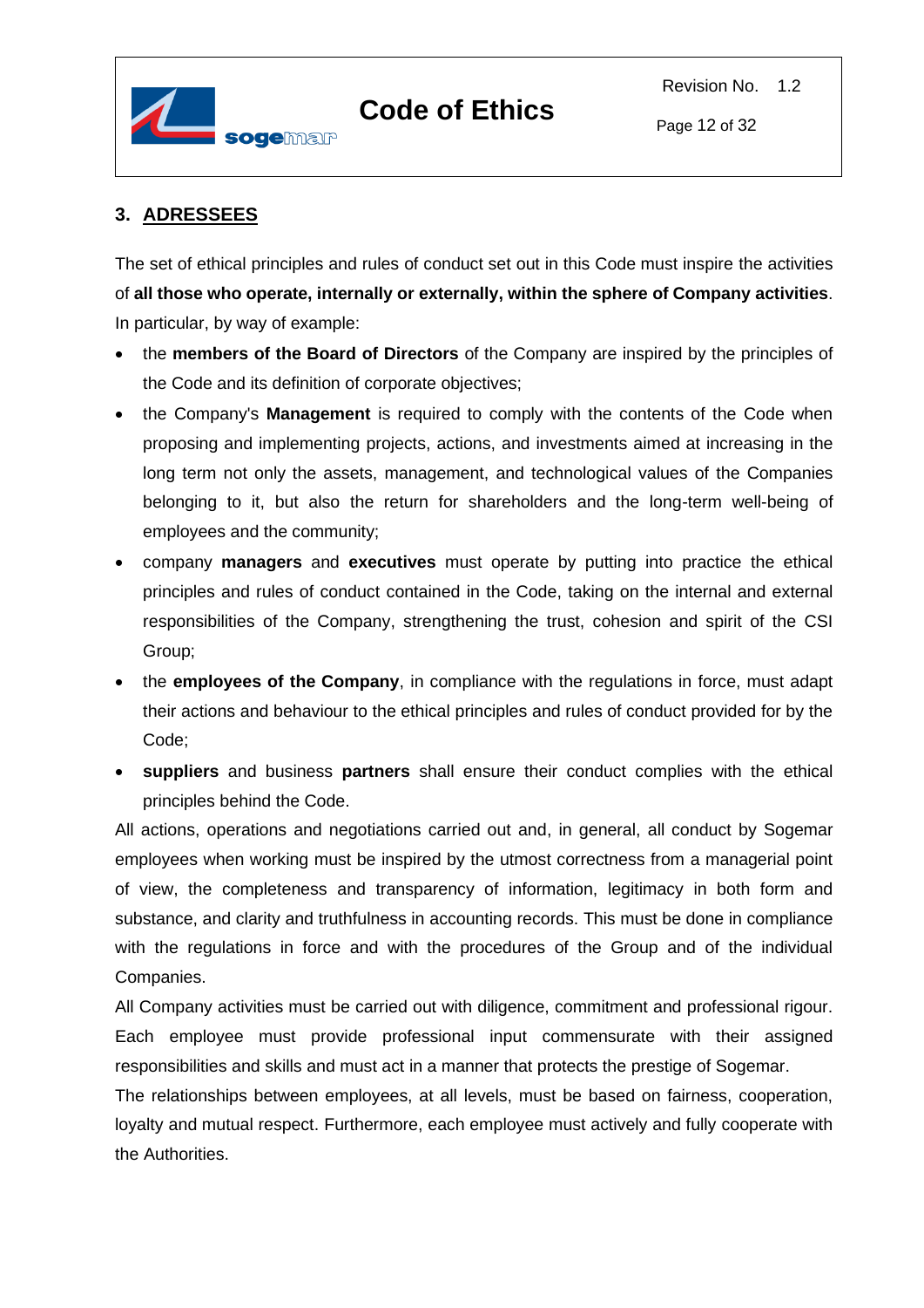## 3. ADRESSEES

The set of ethical principles and rules of conduct set out in this Code must inspire the activities of **all those who operate, internally or externally, within the sphere of Company activities**. In particular, by way of example:

- the **members of the Board of Directors** of the Company are inspired by the principles of the Code and its definition of corporate objectives;
- the Company's **Management** is required to comply with the contents of the Code when proposing and implementing projects, actions, and investments aimed at increasing in the long term not only the assets, management, and technological values of the Companies belonging to it, but also the return for shareholders and the long-term well-being of employees and the community;
- company **managers** and **executives** must operate by putting into practice the ethical principles and rules of conduct contained in the Code, taking on the internal and external responsibilities of the Company, strengthening the trust, cohesion and spirit of the CSI Group;
- the **employees of the Company**, in compliance with the regulations in force, must adapt their actions and behaviour to the ethical principles and rules of conduct provided for by the Code;
- **suppliers** and business **partners** shall ensure their conduct complies with the ethical principles behind the Code.

All actions, operations and negotiations carried out and, in general, all conduct by Sogemar employees when working must be inspired by the utmost correctness from a managerial point of view, the completeness and transparency of information, legitimacy in both form and substance, and clarity and truthfulness in accounting records. This must be done in compliance with the regulations in force and with the procedures of the Group and of the individual Companies.

All Company activities must be carried out with diligence, commitment and professional rigour. Each employee must provide professional input commensurate with their assigned responsibilities and skills and must act in a manner that protects the prestige of Sogemar.

The relationships between employees, at all levels, must be based on fairness, cooperation, loyalty and mutual respect. Furthermore, each employee must actively and fully cooperate with the Authorities.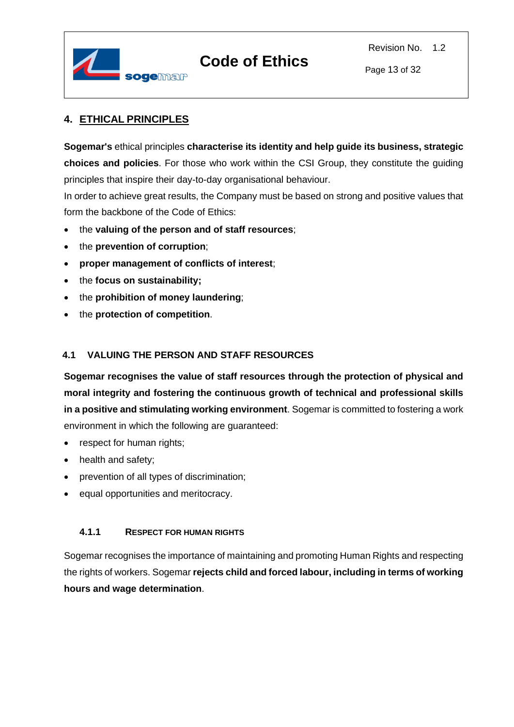# 4. ETHICAL PRINCIPLES

**Sogemar's** ethical principles **characterise its identity and help guide its business, strategic choices and policies**. For those who work within the CSI Group, they constitute the guiding principles that inspire their day-to-day organisational behaviour.

In order to achieve great results, the Company must be based on strong and positive values that form the backbone of the Code of Ethics:

- the **valuing of the person and of staff resources**;
- the **prevention of corruption**;
- **proper management of conflicts of interest**;
- the **focus on sustainability;**
- the **prohibition of money laundering**;
- the **protection of competition**.

## 4.1 VALUING THE PERSON AND STAFF RESOURCES

**Sogemar recognises the value of staff resources through the protection of physical and moral integrity and fostering the continuous growth of technical and professional skills in a positive and stimulating working environment**. Sogemar is committed to fostering a work environment in which the following are guaranteed:

- respect for human rights;
- health and safety;
- prevention of all types of discrimination;
- equal opportunities and meritocracy.

### 4.1.1 RESPECT FOR HUMAN RIGHTS

Sogemar recognises the importance of maintaining and promoting Human Rights and respecting the rights of workers. Sogemar **rejects child and forced labour, including in terms of working hours and wage determination**.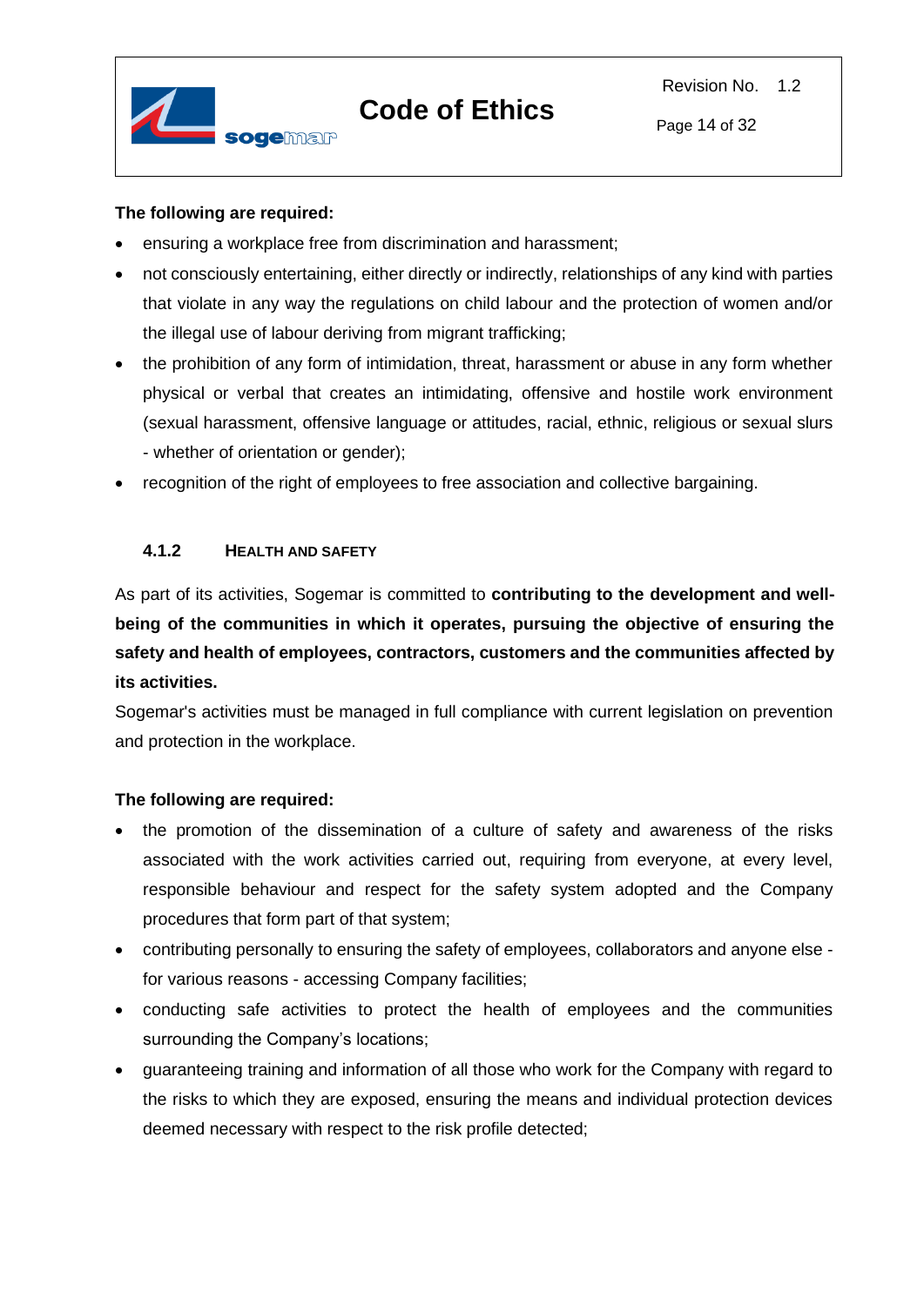**The following are required:**

- ensuring a workplace free from discrimination and harassment;
- not consciously entertaining, either directly or indirectly, relationships of any kind with parties that violate in any way the regulations on child labour and the protection of women and/or the illegal use of labour deriving from migrant trafficking;
- the prohibition of any form of intimidation, threat, harassment or abuse in any form whether physical or verbal that creates an intimidating, offensive and hostile work environment (sexual harassment, offensive language or attitudes, racial, ethnic, religious or sexual slurs - whether of orientation or gender);
- recognition of the right of employees to free association and collective bargaining.

#### 4.1.2 HEALTH AND SAFETY

As part of its activities, Sogemar is committed to **contributing to the development and well-being of the communities in which it operates, pursuing the objective of ensuring the safety and health of employees, contractors, customers and the communities affected by its activities.**

Sogemar's activities must be managed in full compliance with current legislation on prevention and protection in the workplace.

**The following are required:**

- the promotion of the dissemination of a culture of safety and awareness of the risks associated with the work activities carried out, requiring from everyone, at every level, responsible behaviour and respect for the safety system adopted and the Company procedures that form part of that system;
- contributing personally to ensuring the safety of employees, collaborators and anyone else - for various reasons - accessing Company facilities;
- conducting safe activities to protect the health of employees and the communities surrounding the Company's locations;
- guaranteeing training and information of all those who work for the Company with regard to the risks to which they are exposed, ensuring the means and individual protection devices deemed necessary with respect to the risk profile detected;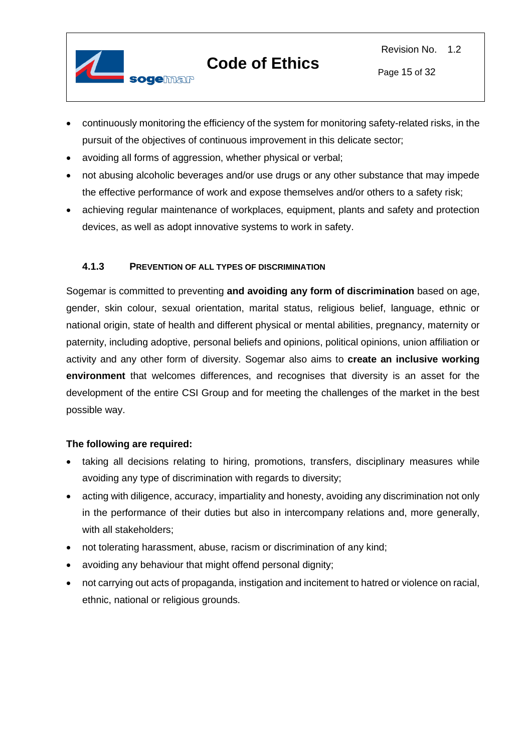- continuously monitoring the efficiency of the system for monitoring safety-related risks, in the pursuit of the objectives of continuous improvement in this delicate sector;
- avoiding all forms of aggression, whether physical or verbal;
- not abusing alcoholic beverages and/or use drugs or any other substance that may impede the effective performance of work and expose themselves and/or others to a safety risk;
- achieving regular maintenance of workplaces, equipment, plants and safety and protection devices, as well as adopt innovative systems to work in safety.

#### 4.1.3 PREVENTION OF ALL TYPES OF DISCRIMINATION

Sogemar is committed to preventing **and avoiding any form of discrimination** based on age, gender, skin colour, sexual orientation, marital status, religious belief, language, ethnic or national origin, state of health and different physical or mental abilities, pregnancy, maternity or paternity, including adoptive, personal beliefs and opinions, political opinions, union affiliation or activity and any other form of diversity. Sogemar also aims to **create an inclusive working environment** that welcomes differences, and recognises that diversity is an asset for the development of the entire CSI Group and for meeting the challenges of the market in the best possible way.

**The following are required:**

- taking all decisions relating to hiring, promotions, transfers, disciplinary measures while avoiding any type of discrimination with regards to diversity;
- acting with diligence, accuracy, impartiality and honesty, avoiding any discrimination not only in the performance of their duties but also in intercompany relations and, more generally, with all stakeholders;
- not tolerating harassment, abuse, racism or discrimination of any kind;
- avoiding any behaviour that might offend personal dignity;
- not carrying out acts of propaganda, instigation and incitement to hatred or violence on racial, ethnic, national or religious grounds.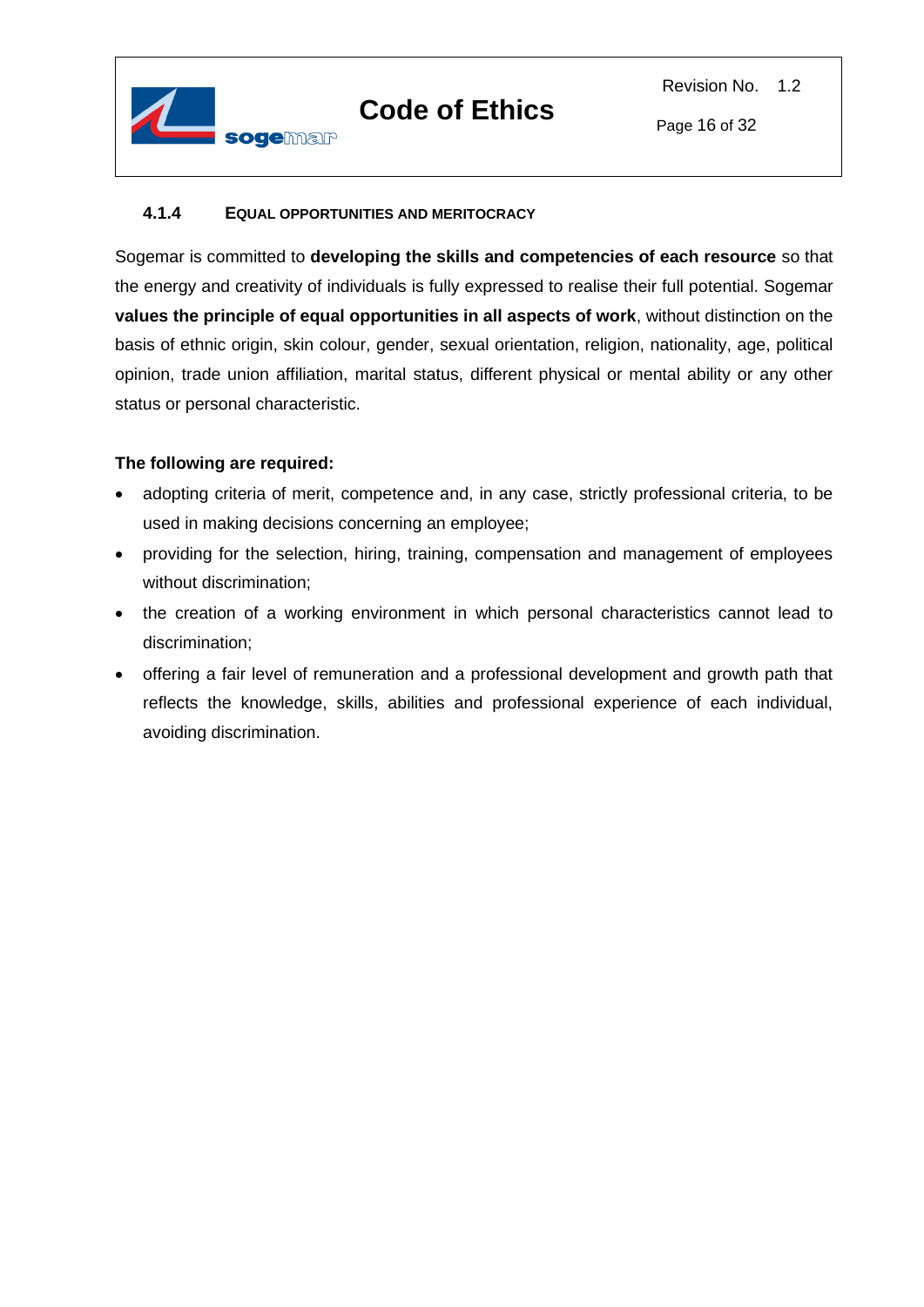#### 4.1.4 EQUAL OPPORTUNITIES AND MERITOCRACY

Sogemar is committed to **developing the skills and competencies of each resource** so that the energy and creativity of individuals is fully expressed to realise their full potential. Sogemar **values the principle of equal opportunities in all aspects of work**, without distinction on the basis of ethnic origin, skin colour, gender, sexual orientation, religion, nationality, age, political opinion, trade union affiliation, marital status, different physical or mental ability or any other status or personal characteristic.

**The following are required:**

- adopting criteria of merit, competence and, in any case, strictly professional criteria, to be used in making decisions concerning an employee;
- providing for the selection, hiring, training, compensation and management of employees without discrimination;
- the creation of a working environment in which personal characteristics cannot lead to discrimination;
- offering a fair level of remuneration and a professional development and growth path that reflects the knowledge, skills, abilities and professional experience of each individual, avoiding discrimination.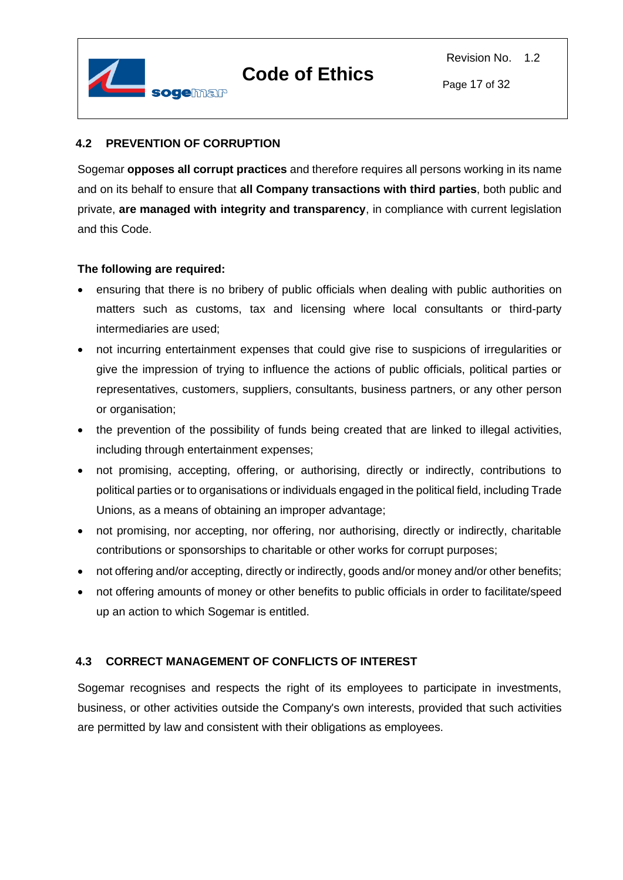## 4.2 PREVENTION OF CORRUPTION

Sogemar **opposes all corrupt practices** and therefore requires all persons working in its name and on its behalf to ensure that **all Company transactions with third parties**, both public and private, **are managed with integrity and transparency**, in compliance with current legislation and this Code.

**The following are required:**

- ensuring that there is no bribery of public officials when dealing with public authorities on matters such as customs, tax and licensing where local consultants or third-party intermediaries are used;
- not incurring entertainment expenses that could give rise to suspicions of irregularities or give the impression of trying to influence the actions of public officials, political parties or representatives, customers, suppliers, consultants, business partners, or any other person or organisation;
- the prevention of the possibility of funds being created that are linked to illegal activities, including through entertainment expenses;
- not promising, accepting, offering, or authorising, directly or indirectly, contributions to political parties or to organisations or individuals engaged in the political field, including Trade Unions, as a means of obtaining an improper advantage;
- not promising, nor accepting, nor offering, nor authorising, directly or indirectly, charitable contributions or sponsorships to charitable or other works for corrupt purposes;
- not offering and/or accepting, directly or indirectly, goods and/or money and/or other benefits;
- not offering amounts of money or other benefits to public officials in order to facilitate/speed up an action to which Sogemar is entitled.

## 4.3 CORRECT MANAGEMENT OF CONFLICTS OF INTEREST

Sogemar recognises and respects the right of its employees to participate in investments, business, or other activities outside the Company's own interests, provided that such activities are permitted by law and consistent with their obligations as employees.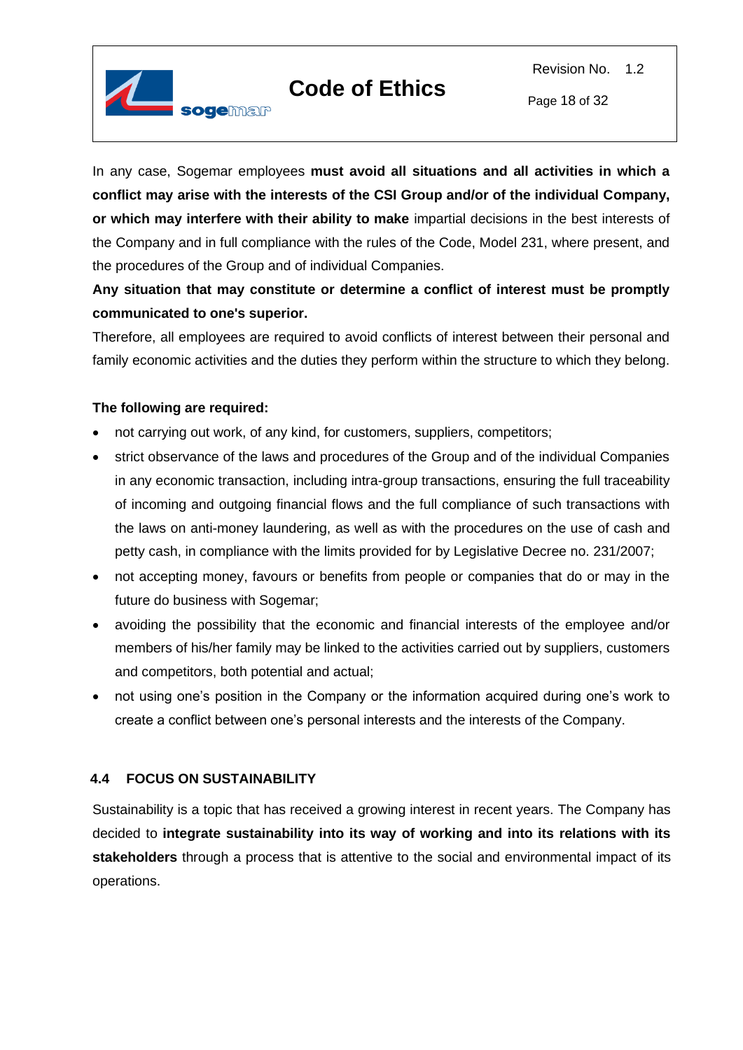In any case, Sogemar employees **must avoid all situations and all activities in which a conflict may arise with the interests of the CSI Group and/or of the individual Company, or which may interfere with their ability to make** impartial decisions in the best interests of the Company and in full compliance with the rules of the Code, Model 231, where present, and the procedures of the Group and of individual Companies.

**Any situation that may constitute or determine a conflict of interest must be promptly communicated to one's superior.**

Therefore, all employees are required to avoid conflicts of interest between their personal and family economic activities and the duties they perform within the structure to which they belong.

**The following are required:**

- not carrying out work, of any kind, for customers, suppliers, competitors;
- strict observance of the laws and procedures of the Group and of the individual Companies in any economic transaction, including intra-group transactions, ensuring the full traceability of incoming and outgoing financial flows and the full compliance of such transactions with the laws on anti-money laundering, as well as with the procedures on the use of cash and petty cash, in compliance with the limits provided for by Legislative Decree no. 231/2007;
- not accepting money, favours or benefits from people or companies that do or may in the future do business with Sogemar;
- avoiding the possibility that the economic and financial interests of the employee and/or members of his/her family may be linked to the activities carried out by suppliers, customers and competitors, both potential and actual;
- not using one's position in the Company or the information acquired during one's work to create a conflict between one's personal interests and the interests of the Company.

## 4.4 FOCUS ON SUSTAINABILITY

Sustainability is a topic that has received a growing interest in recent years. The Company has decided to **integrate sustainability into its way of working and into its relations with its stakeholders** through a process that is attentive to the social and environmental impact of its operations.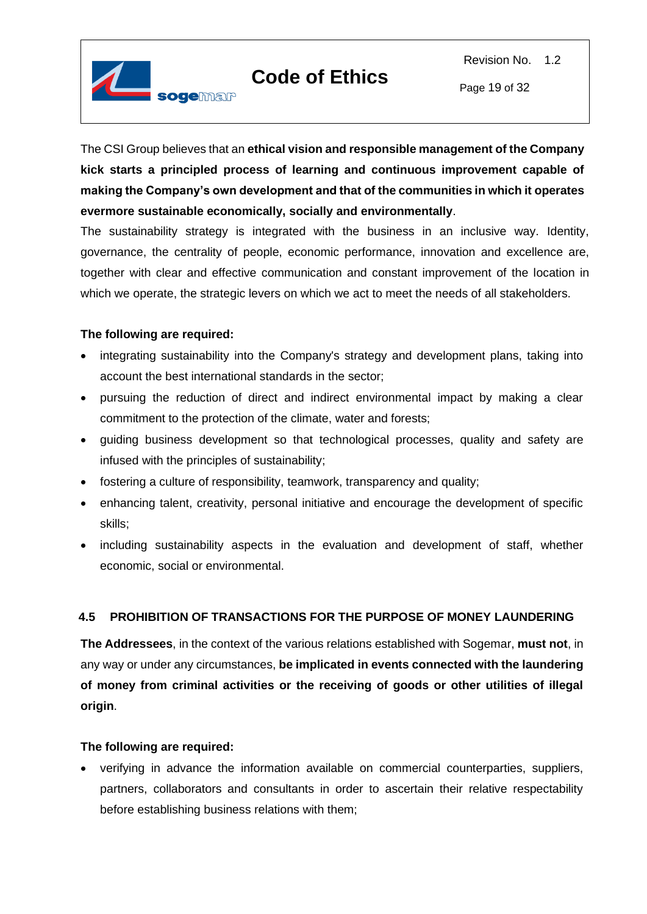The CSI Group believes that an **ethical vision and responsible management of the Company kick starts a principled process of learning and continuous improvement capable of making the Company's own development and that of the communities in which it operates evermore sustainable economically, socially and environmentally**.

The sustainability strategy is integrated with the business in an inclusive way. Identity, governance, the centrality of people, economic performance, innovation and excellence are, together with clear and effective communication and constant improvement of the location in which we operate, the strategic levers on which we act to meet the needs of all stakeholders.

**The following are required:**

- integrating sustainability into the Company's strategy and development plans, taking into account the best international standards in the sector;
- pursuing the reduction of direct and indirect environmental impact by making a clear commitment to the protection of the climate, water and forests;
- guiding business development so that technological processes, quality and safety are infused with the principles of sustainability;
- fostering a culture of responsibility, teamwork, transparency and quality;
- enhancing talent, creativity, personal initiative and encourage the development of specific skills;
- including sustainability aspects in the evaluation and development of staff, whether economic, social or environmental.

## 4.5 PROHIBITION OF TRANSACTIONS FOR THE PURPOSE OF MONEY LAUNDERING

**The Addressees**, in the context of the various relations established with Sogemar, **must not**, in any way or under any circumstances, **be implicated in events connected with the laundering of money from criminal activities or the receiving of goods or other utilities of illegal origin**.

**The following are required:**

- verifying in advance the information available on commercial counterparties, suppliers, partners, collaborators and consultants in order to ascertain their relative respectability before establishing business relations with them;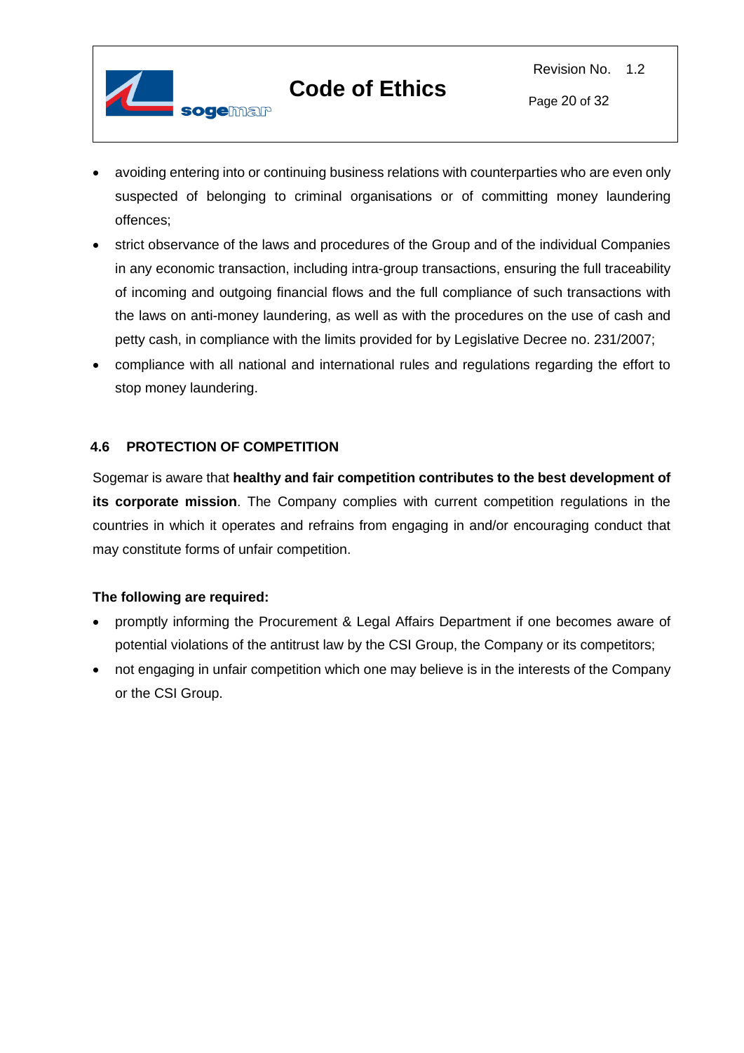- avoiding entering into or continuing business relations with counterparties who are even only suspected of belonging to criminal organisations or of committing money laundering offences;
- strict observance of the laws and procedures of the Group and of the individual Companies in any economic transaction, including intra-group transactions, ensuring the full traceability of incoming and outgoing financial flows and the full compliance of such transactions with the laws on anti-money laundering, as well as with the procedures on the use of cash and petty cash, in compliance with the limits provided for by Legislative Decree no. 231/2007;
- compliance with all national and international rules and regulations regarding the effort to stop money laundering.

## 4.6 PROTECTION OF COMPETITION

Sogemar is aware that **healthy and fair competition contributes to the best development of its corporate mission**. The Company complies with current competition regulations in the countries in which it operates and refrains from engaging in and/or encouraging conduct that may constitute forms of unfair competition.

**The following are required:**

- promptly informing the Procurement & Legal Affairs Department if one becomes aware of potential violations of the antitrust law by the CSI Group, the Company or its competitors;
- not engaging in unfair competition which one may believe is in the interests of the Company or the CSI Group.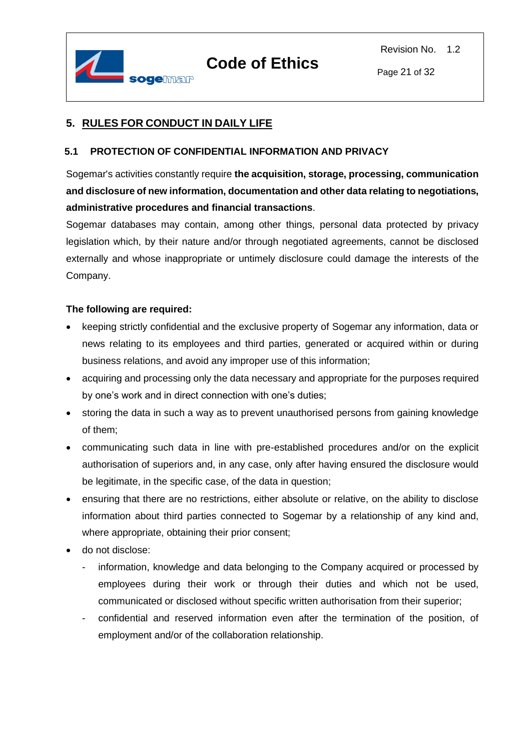## 5. RULES FOR CONDUCT IN DAILY LIFE

### 5.1 PROTECTION OF CONFIDENTIAL INFORMATION AND PRIVACY

Sogemar's activities constantly require **the acquisition, storage, processing, communication and disclosure of new information, documentation and other data relating to negotiations, administrative procedures and financial transactions**.

Sogemar databases may contain, among other things, personal data protected by privacy legislation which, by their nature and/or through negotiated agreements, cannot be disclosed externally and whose inappropriate or untimely disclosure could damage the interests of the Company.

**The following are required:**

- keeping strictly confidential and the exclusive property of Sogemar any information, data or news relating to its employees and third parties, generated or acquired within or during business relations, and avoid any improper use of this information;
- acquiring and processing only the data necessary and appropriate for the purposes required by one's work and in direct connection with one's duties;
- storing the data in such a way as to prevent unauthorised persons from gaining knowledge of them;
- communicating such data in line with pre-established procedures and/or on the explicit authorisation of superiors and, in any case, only after having ensured the disclosure would be legitimate, in the specific case, of the data in question;
- ensuring that there are no restrictions, either absolute or relative, on the ability to disclose information about third parties connected to Sogemar by a relationship of any kind and, where appropriate, obtaining their prior consent;
- do not disclose:
  - information, knowledge and data belonging to the Company acquired or processed by employees during their work or through their duties and which not be used, communicated or disclosed without specific written authorisation from their superior;
  - confidential and reserved information even after the termination of the position, of employment and/or of the collaboration relationship.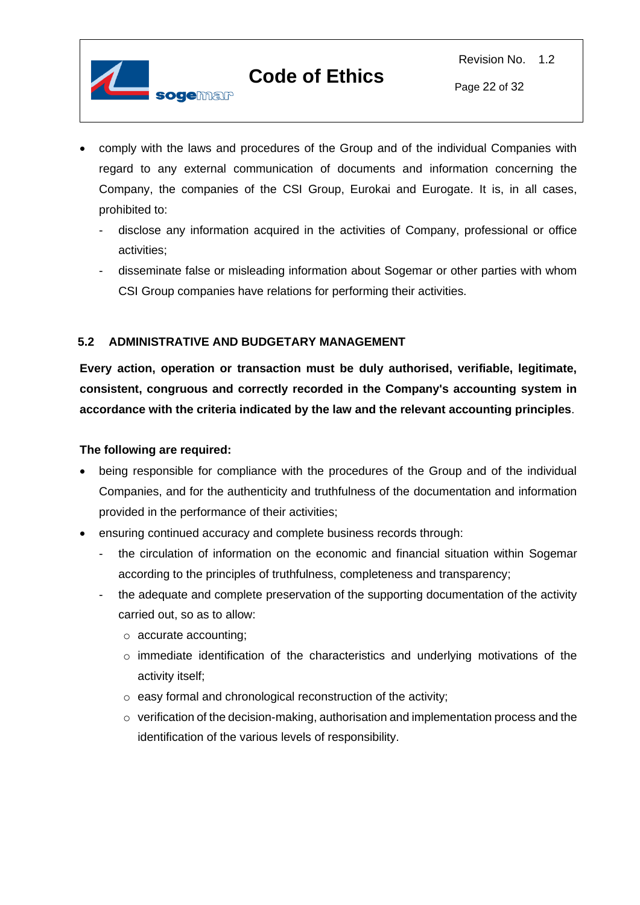- comply with the laws and procedures of the Group and of the individual Companies with regard to any external communication of documents and information concerning the Company, the companies of the CSI Group, Eurokai and Eurogate. It is, in all cases, prohibited to:
  - disclose any information acquired in the activities of Company, professional or office activities;
  - disseminate false or misleading information about Sogemar or other parties with whom CSI Group companies have relations for performing their activities.

### 5.2 ADMINISTRATIVE AND BUDGETARY MANAGEMENT

**Every action, operation or transaction must be duly authorised, verifiable, legitimate, consistent, congruous and correctly recorded in the Company's accounting system in accordance with the criteria indicated by the law and the relevant accounting principles**.

**The following are required:**

- being responsible for compliance with the procedures of the Group and of the individual Companies, and for the authenticity and truthfulness of the documentation and information provided in the performance of their activities;
- ensuring continued accuracy and complete business records through:
  - the circulation of information on the economic and financial situation within Sogemar according to the principles of truthfulness, completeness and transparency;
  - the adequate and complete preservation of the supporting documentation of the activity carried out, so as to allow:
    - accurate accounting;
    - immediate identification of the characteristics and underlying motivations of the activity itself;
    - easy formal and chronological reconstruction of the activity;
    - verification of the decision-making, authorisation and implementation process and the identification of the various levels of responsibility.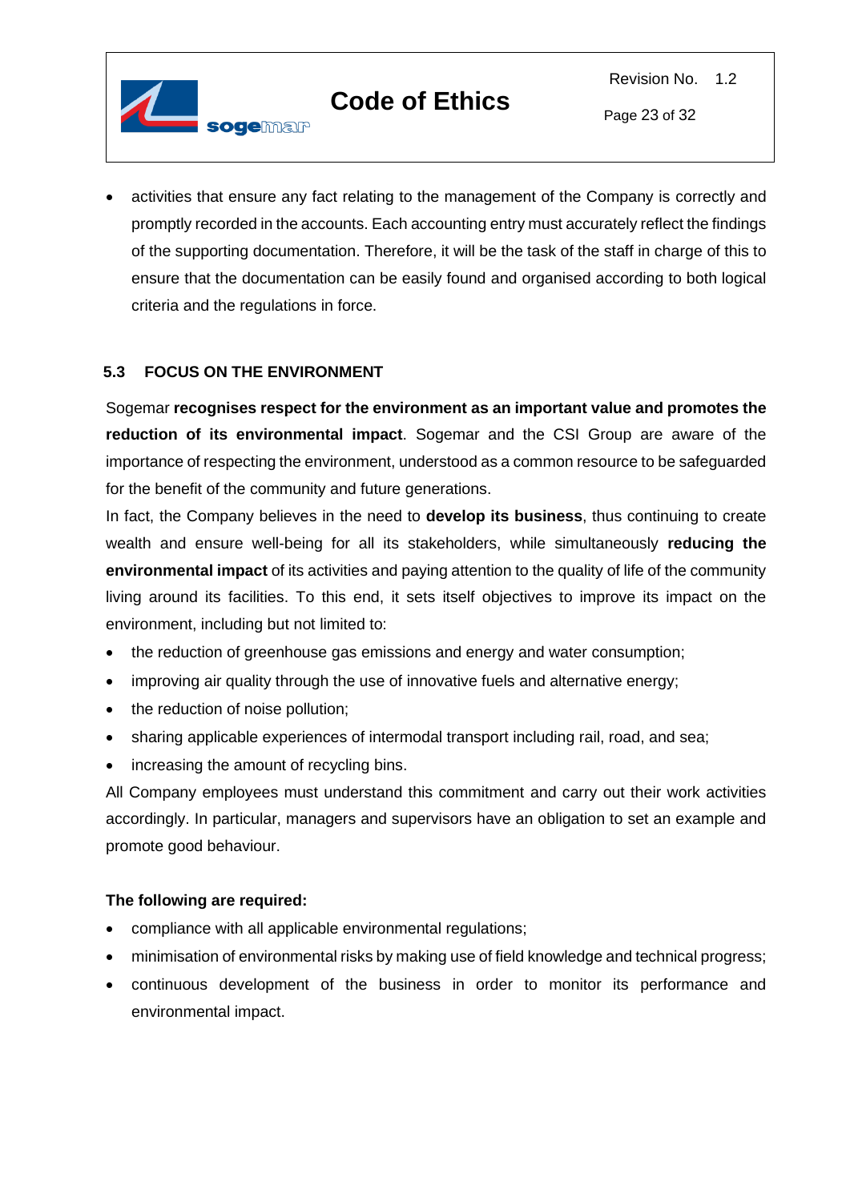- activities that ensure any fact relating to the management of the Company is correctly and promptly recorded in the accounts. Each accounting entry must accurately reflect the findings of the supporting documentation. Therefore, it will be the task of the staff in charge of this to ensure that the documentation can be easily found and organised according to both logical criteria and the regulations in force.

### 5.3 FOCUS ON THE ENVIRONMENT

Sogemar **recognises respect for the environment as an important value and promotes the reduction of its environmental impact**. Sogemar and the CSI Group are aware of the importance of respecting the environment, understood as a common resource to be safeguarded for the benefit of the community and future generations.

In fact, the Company believes in the need to **develop its business**, thus continuing to create wealth and ensure well-being for all its stakeholders, while simultaneously **reducing the environmental impact** of its activities and paying attention to the quality of life of the community living around its facilities. To this end, it sets itself objectives to improve its impact on the environment, including but not limited to:

- the reduction of greenhouse gas emissions and energy and water consumption;
- improving air quality through the use of innovative fuels and alternative energy;
- the reduction of noise pollution;
- sharing applicable experiences of intermodal transport including rail, road, and sea;
- increasing the amount of recycling bins.

All Company employees must understand this commitment and carry out their work activities accordingly. In particular, managers and supervisors have an obligation to set an example and promote good behaviour.

**The following are required:**

- compliance with all applicable environmental regulations;
- minimisation of environmental risks by making use of field knowledge and technical progress;
- continuous development of the business in order to monitor its performance and environmental impact.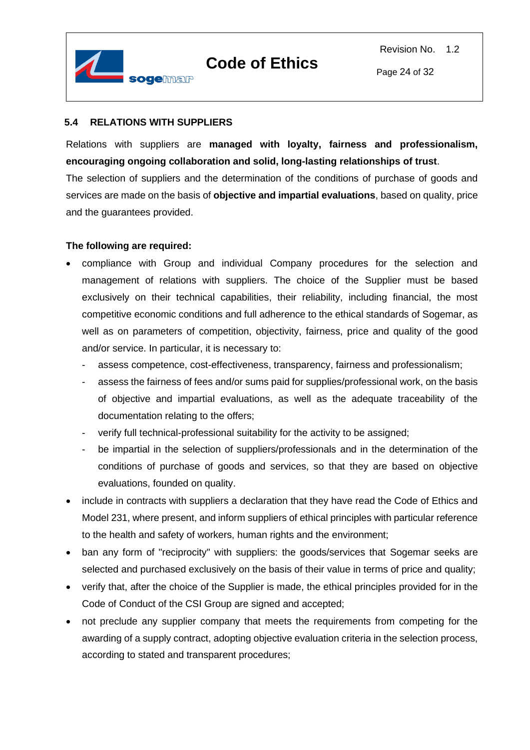### 5.4 RELATIONS WITH SUPPLIERS

Relations with suppliers are **managed with loyalty, fairness and professionalism, encouraging ongoing collaboration and solid, long-lasting relationships of trust**.

The selection of suppliers and the determination of the conditions of purchase of goods and services are made on the basis of **objective and impartial evaluations**, based on quality, price and the guarantees provided.

**The following are required:**

- compliance with Group and individual Company procedures for the selection and management of relations with suppliers. The choice of the Supplier must be based exclusively on their technical capabilities, their reliability, including financial, the most competitive economic conditions and full adherence to the ethical standards of Sogemar, as well as on parameters of competition, objectivity, fairness, price and quality of the good and/or service. In particular, it is necessary to:
  - assess competence, cost-effectiveness, transparency, fairness and professionalism;
  - assess the fairness of fees and/or sums paid for supplies/professional work, on the basis of objective and impartial evaluations, as well as the adequate traceability of the documentation relating to the offers;
  - verify full technical-professional suitability for the activity to be assigned;
  - be impartial in the selection of suppliers/professionals and in the determination of the conditions of purchase of goods and services, so that they are based on objective evaluations, founded on quality.
- include in contracts with suppliers a declaration that they have read the Code of Ethics and Model 231, where present, and inform suppliers of ethical principles with particular reference to the health and safety of workers, human rights and the environment;
- ban any form of "reciprocity" with suppliers: the goods/services that Sogemar seeks are selected and purchased exclusively on the basis of their value in terms of price and quality;
- verify that, after the choice of the Supplier is made, the ethical principles provided for in the Code of Conduct of the CSI Group are signed and accepted;
- not preclude any supplier company that meets the requirements from competing for the awarding of a supply contract, adopting objective evaluation criteria in the selection process, according to stated and transparent procedures;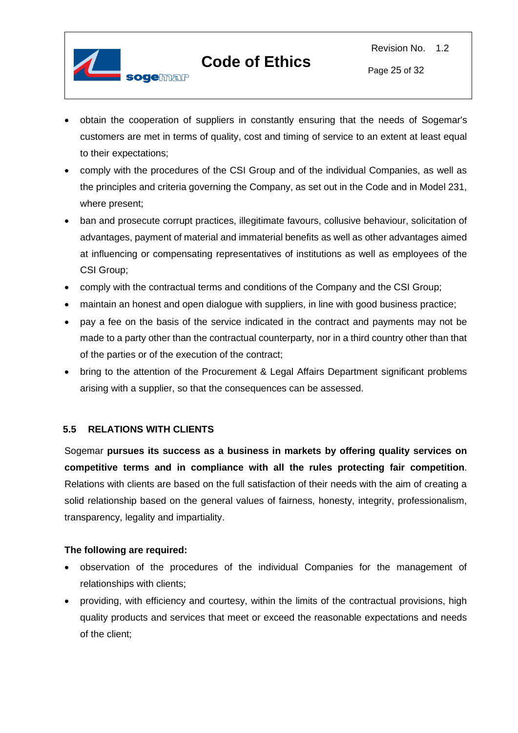- obtain the cooperation of suppliers in constantly ensuring that the needs of Sogemar's customers are met in terms of quality, cost and timing of service to an extent at least equal to their expectations;
- comply with the procedures of the CSI Group and of the individual Companies, as well as the principles and criteria governing the Company, as set out in the Code and in Model 231, where present;
- ban and prosecute corrupt practices, illegitimate favours, collusive behaviour, solicitation of advantages, payment of material and immaterial benefits as well as other advantages aimed at influencing or compensating representatives of institutions as well as employees of the CSI Group;
- comply with the contractual terms and conditions of the Company and the CSI Group;
- maintain an honest and open dialogue with suppliers, in line with good business practice;
- pay a fee on the basis of the service indicated in the contract and payments may not be made to a party other than the contractual counterparty, nor in a third country other than that of the parties or of the execution of the contract;
- bring to the attention of the Procurement & Legal Affairs Department significant problems arising with a supplier, so that the consequences can be assessed.

### 5.5 RELATIONS WITH CLIENTS

Sogemar **pursues its success as a business in markets by offering quality services on competitive terms and in compliance with all the rules protecting fair competition**. Relations with clients are based on the full satisfaction of their needs with the aim of creating a solid relationship based on the general values of fairness, honesty, integrity, professionalism, transparency, legality and impartiality.

**The following are required:**

- observation of the procedures of the individual Companies for the management of relationships with clients;
- providing, with efficiency and courtesy, within the limits of the contractual provisions, high quality products and services that meet or exceed the reasonable expectations and needs of the client;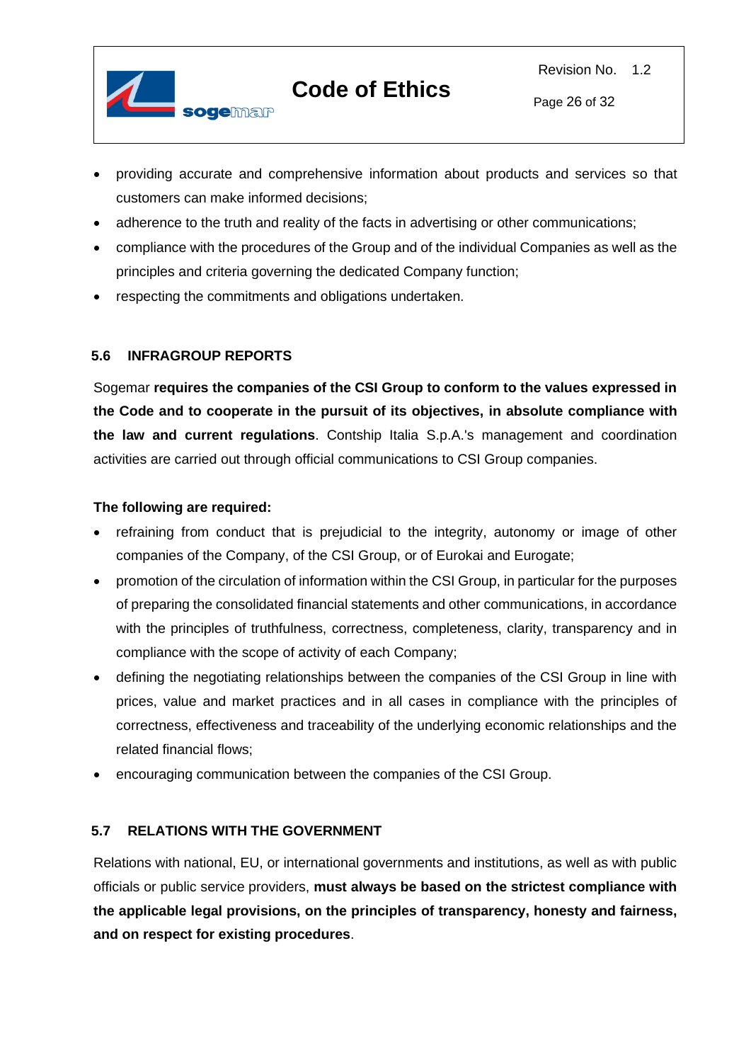- providing accurate and comprehensive information about products and services so that customers can make informed decisions;
- adherence to the truth and reality of the facts in advertising or other communications;
- compliance with the procedures of the Group and of the individual Companies as well as the principles and criteria governing the dedicated Company function;
- respecting the commitments and obligations undertaken.

### 5.6 INFRAGROUP REPORTS

Sogemar **requires the companies of the CSI Group to conform to the values expressed in the Code and to cooperate in the pursuit of its objectives, in absolute compliance with the law and current regulations**. Contship Italia S.p.A.'s management and coordination activities are carried out through official communications to CSI Group companies.

**The following are required:**

- refraining from conduct that is prejudicial to the integrity, autonomy or image of other companies of the Company, of the CSI Group, or of Eurokai and Eurogate;
- promotion of the circulation of information within the CSI Group, in particular for the purposes of preparing the consolidated financial statements and other communications, in accordance with the principles of truthfulness, correctness, completeness, clarity, transparency and in compliance with the scope of activity of each Company;
- defining the negotiating relationships between the companies of the CSI Group in line with prices, value and market practices and in all cases in compliance with the principles of correctness, effectiveness and traceability of the underlying economic relationships and the related financial flows;
- encouraging communication between the companies of the CSI Group.

### 5.7 RELATIONS WITH THE GOVERNMENT

Relations with national, EU, or international governments and institutions, as well as with public officials or public service providers, **must always be based on the strictest compliance with the applicable legal provisions, on the principles of transparency, honesty and fairness, and on respect for existing procedures**.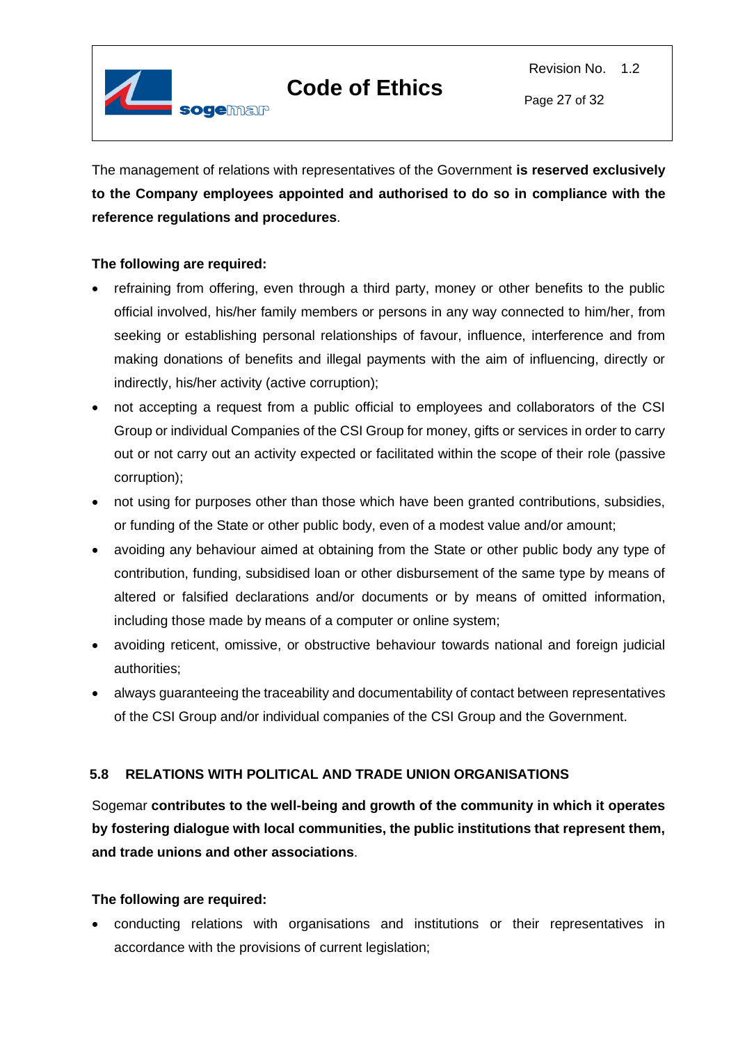The management of relations with representatives of the Government **is reserved exclusively to the Company employees appointed and authorised to do so in compliance with the reference regulations and procedures**.

**The following are required:**

- refraining from offering, even through a third party, money or other benefits to the public official involved, his/her family members or persons in any way connected to him/her, from seeking or establishing personal relationships of favour, influence, interference and from making donations of benefits and illegal payments with the aim of influencing, directly or indirectly, his/her activity (active corruption);
- not accepting a request from a public official to employees and collaborators of the CSI Group or individual Companies of the CSI Group for money, gifts or services in order to carry out or not carry out an activity expected or facilitated within the scope of their role (passive corruption);
- not using for purposes other than those which have been granted contributions, subsidies, or funding of the State or other public body, even of a modest value and/or amount;
- avoiding any behaviour aimed at obtaining from the State or other public body any type of contribution, funding, subsidised loan or other disbursement of the same type by means of altered or falsified declarations and/or documents or by means of omitted information, including those made by means of a computer or online system;
- avoiding reticent, omissive, or obstructive behaviour towards national and foreign judicial authorities;
- always guaranteeing the traceability and documentability of contact between representatives of the CSI Group and/or individual companies of the CSI Group and the Government.

## 5.8 RELATIONS WITH POLITICAL AND TRADE UNION ORGANISATIONS

Sogemar **contributes to the well-being and growth of the community in which it operates by fostering dialogue with local communities, the public institutions that represent them, and trade unions and other associations**.

**The following are required:**

- conducting relations with organisations and institutions or their representatives in accordance with the provisions of current legislation;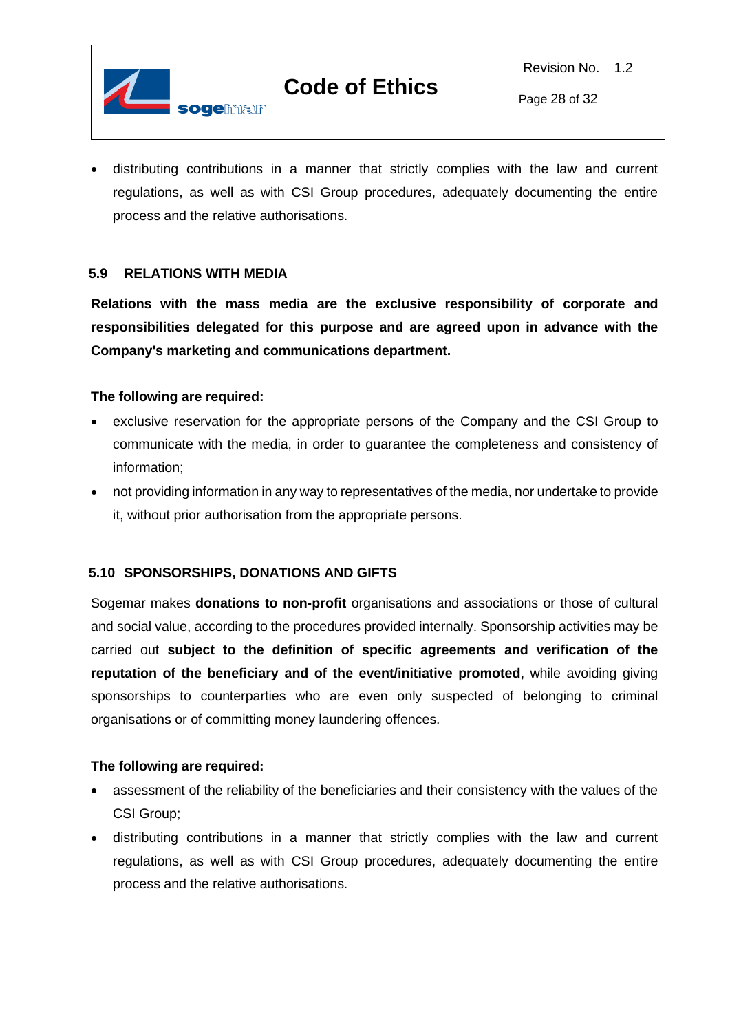- distributing contributions in a manner that strictly complies with the law and current regulations, as well as with CSI Group procedures, adequately documenting the entire process and the relative authorisations.

### 5.9 RELATIONS WITH MEDIA

**Relations with the mass media are the exclusive responsibility of corporate and responsibilities delegated for this purpose and are agreed upon in advance with the Company's marketing and communications department.**

**The following are required:**

- exclusive reservation for the appropriate persons of the Company and the CSI Group to communicate with the media, in order to guarantee the completeness and consistency of information;
- not providing information in any way to representatives of the media, nor undertake to provide it, without prior authorisation from the appropriate persons.

### 5.10 SPONSORSHIPS, DONATIONS AND GIFTS

Sogemar makes **donations to non-profit** organisations and associations or those of cultural and social value, according to the procedures provided internally. Sponsorship activities may be carried out **subject to the definition of specific agreements and verification of the reputation of the beneficiary and of the event/initiative promoted**, while avoiding giving sponsorships to counterparties who are even only suspected of belonging to criminal organisations or of committing money laundering offences.

**The following are required:**

- assessment of the reliability of the beneficiaries and their consistency with the values of the CSI Group;
- distributing contributions in a manner that strictly complies with the law and current regulations, as well as with CSI Group procedures, adequately documenting the entire process and the relative authorisations.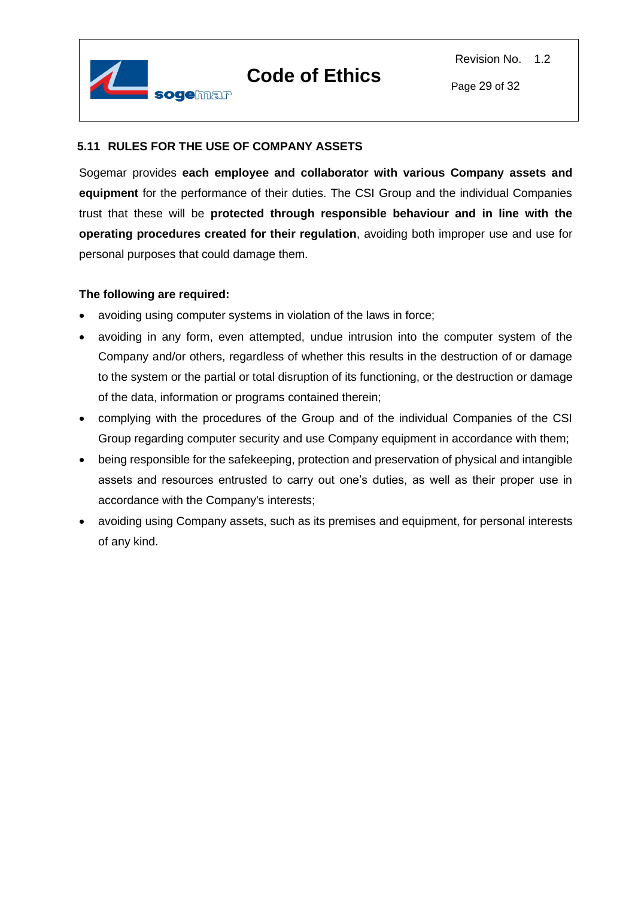## 5.11 RULES FOR THE USE OF COMPANY ASSETS

Sogemar provides **each employee and collaborator with various Company assets and equipment** for the performance of their duties. The CSI Group and the individual Companies trust that these will be **protected through responsible behaviour and in line with the operating procedures created for their regulation**, avoiding both improper use and use for personal purposes that could damage them.

**The following are required:**

- avoiding using computer systems in violation of the laws in force;
- avoiding in any form, even attempted, undue intrusion into the computer system of the Company and/or others, regardless of whether this results in the destruction of or damage to the system or the partial or total disruption of its functioning, or the destruction or damage of the data, information or programs contained therein;
- complying with the procedures of the Group and of the individual Companies of the CSI Group regarding computer security and use Company equipment in accordance with them;
- being responsible for the safekeeping, protection and preservation of physical and intangible assets and resources entrusted to carry out one's duties, as well as their proper use in accordance with the Company's interests;
- avoiding using Company assets, such as its premises and equipment, for personal interests of any kind.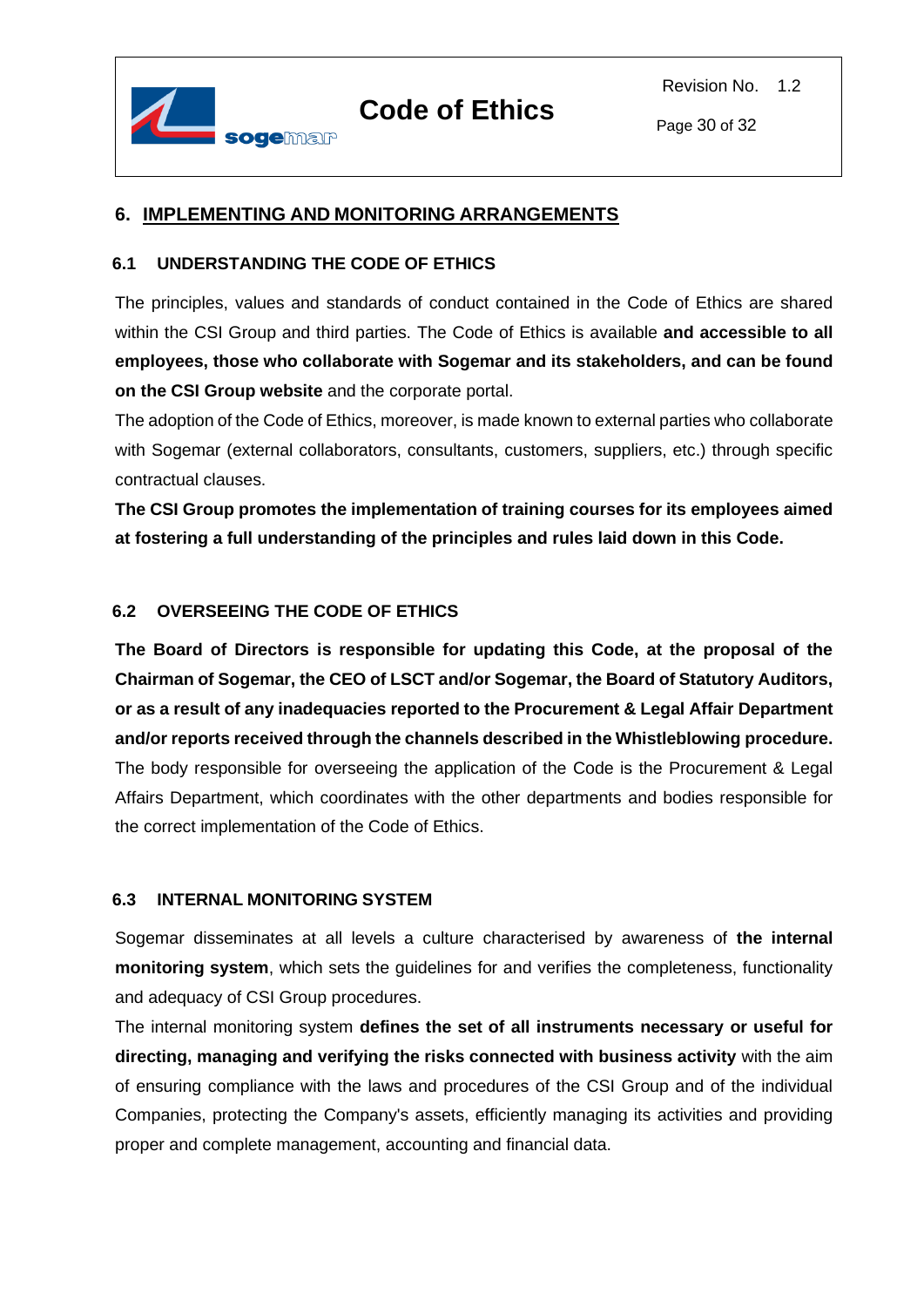## 6. IMPLEMENTING AND MONITORING ARRANGEMENTS

### 6.1 UNDERSTANDING THE CODE OF ETHICS

The principles, values and standards of conduct contained in the Code of Ethics are shared within the CSI Group and third parties. The Code of Ethics is available **and accessible to all employees, those who collaborate with Sogemar and its stakeholders, and can be found on the CSI Group website** and the corporate portal.

The adoption of the Code of Ethics, moreover, is made known to external parties who collaborate with Sogemar (external collaborators, consultants, customers, suppliers, etc.) through specific contractual clauses.

**The CSI Group promotes the implementation of training courses for its employees aimed at fostering a full understanding of the principles and rules laid down in this Code.**

### 6.2 OVERSEEING THE CODE OF ETHICS

**The Board of Directors is responsible for updating this Code, at the proposal of the Chairman of Sogemar, the CEO of LSCT and/or Sogemar, the Board of Statutory Auditors, or as a result of any inadequacies reported to the Procurement & Legal Affair Department and/or reports received through the channels described in the Whistleblowing procedure.**

The body responsible for overseeing the application of the Code is the Procurement & Legal Affairs Department, which coordinates with the other departments and bodies responsible for the correct implementation of the Code of Ethics.

### 6.3 INTERNAL MONITORING SYSTEM

Sogemar disseminates at all levels a culture characterised by awareness of **the internal monitoring system**, which sets the guidelines for and verifies the completeness, functionality and adequacy of CSI Group procedures.

The internal monitoring system **defines the set of all instruments necessary or useful for directing, managing and verifying the risks connected with business activity** with the aim of ensuring compliance with the laws and procedures of the CSI Group and of the individual Companies, protecting the Company's assets, efficiently managing its activities and providing proper and complete management, accounting and financial data.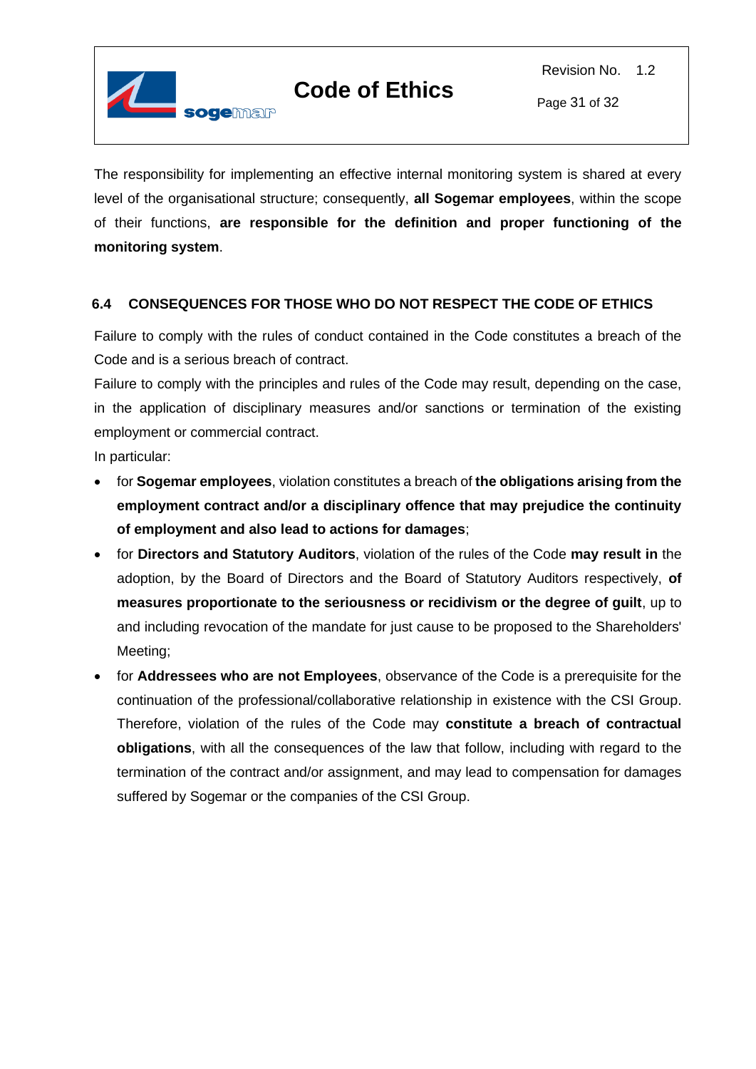The responsibility for implementing an effective internal monitoring system is shared at every level of the organisational structure; consequently, **all Sogemar employees**, within the scope of their functions, **are responsible for the definition and proper functioning of the monitoring system**.

### 6.4 CONSEQUENCES FOR THOSE WHO DO NOT RESPECT THE CODE OF ETHICS

Failure to comply with the rules of conduct contained in the Code constitutes a breach of the Code and is a serious breach of contract.

Failure to comply with the principles and rules of the Code may result, depending on the case, in the application of disciplinary measures and/or sanctions or termination of the existing employment or commercial contract.

In particular:

- for **Sogemar employees**, violation constitutes a breach of **the obligations arising from the employment contract and/or a disciplinary offence that may prejudice the continuity of employment and also lead to actions for damages**;
- for **Directors and Statutory Auditors**, violation of the rules of the Code **may result in** the adoption, by the Board of Directors and the Board of Statutory Auditors respectively, **of measures proportionate to the seriousness or recidivism or the degree of guilt**, up to and including revocation of the mandate for just cause to be proposed to the Shareholders' Meeting;
- for **Addressees who are not Employees**, observance of the Code is a prerequisite for the continuation of the professional/collaborative relationship in existence with the CSI Group. Therefore, violation of the rules of the Code may **constitute a breach of contractual obligations**, with all the consequences of the law that follow, including with regard to the termination of the contract and/or assignment, and may lead to compensation for damages suffered by Sogemar or the companies of the CSI Group.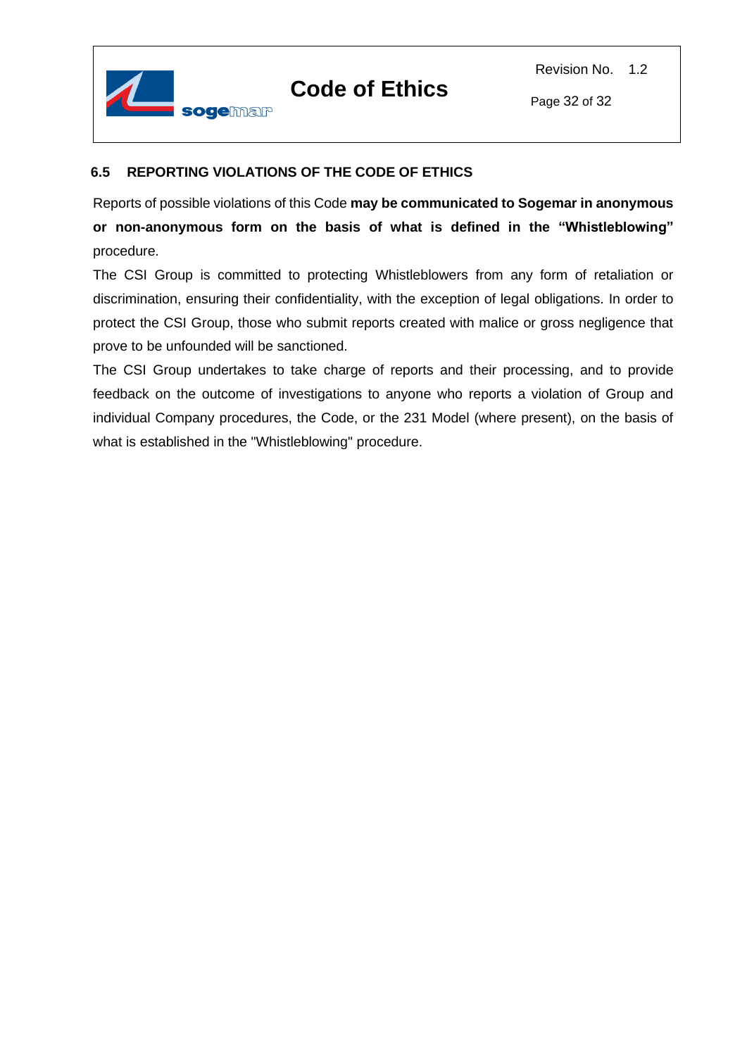## 6.5 REPORTING VIOLATIONS OF THE CODE OF ETHICS

Reports of possible violations of this Code **may be communicated to Sogemar in anonymous or non-anonymous form on the basis of what is defined in the "Whistleblowing"** procedure.

The CSI Group is committed to protecting Whistleblowers from any form of retaliation or discrimination, ensuring their confidentiality, with the exception of legal obligations. In order to protect the CSI Group, those who submit reports created with malice or gross negligence that prove to be unfounded will be sanctioned.

The CSI Group undertakes to take charge of reports and their processing, and to provide feedback on the outcome of investigations to anyone who reports a violation of Group and individual Company procedures, the Code, or the 231 Model (where present), on the basis of what is established in the "Whistleblowing" procedure.